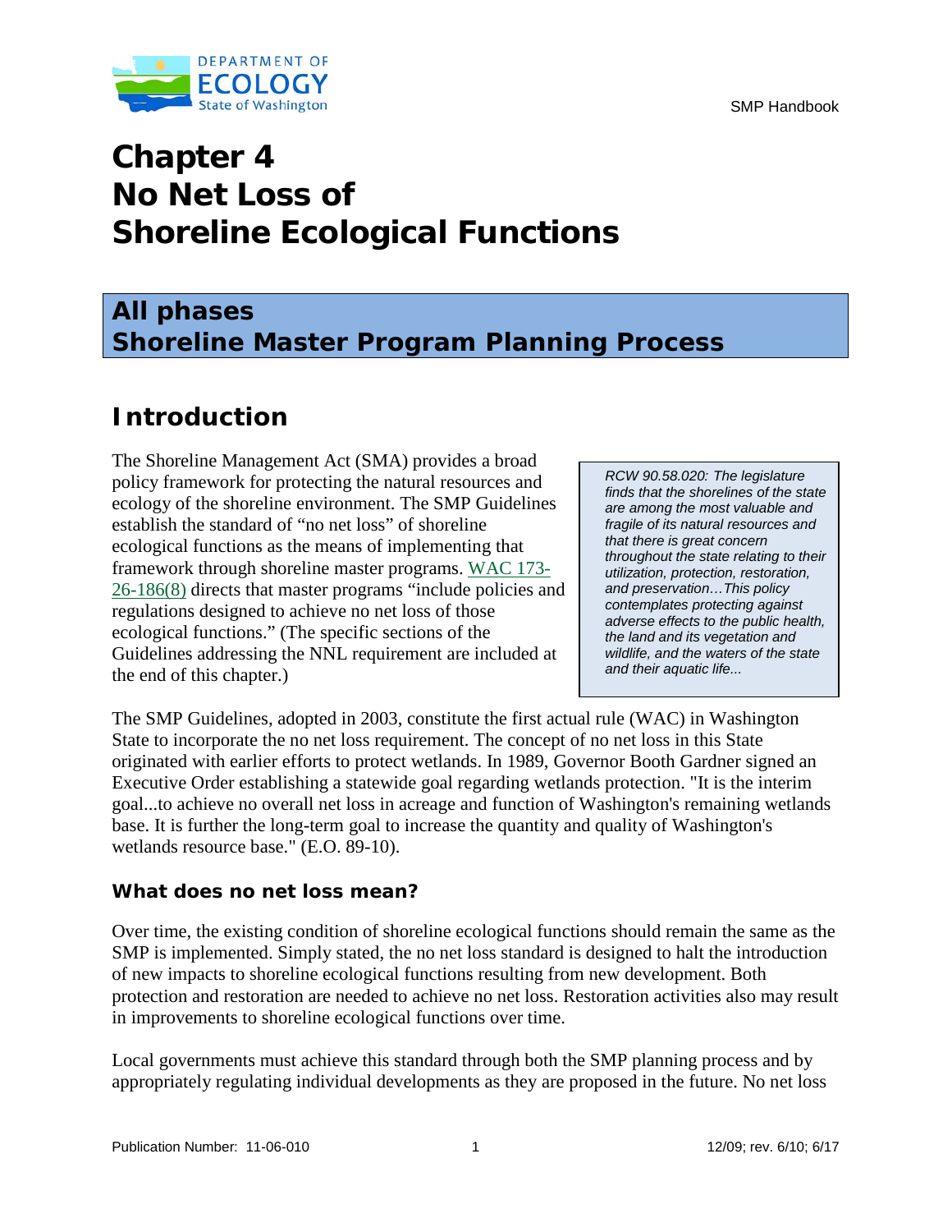# Chapter 4
# No Net Loss of Shoreline Ecological Functions

## All phases
## Shoreline Master Program Planning Process

## Introduction

The Shoreline Management Act (SMA) provides a broad policy framework for protecting the natural resources and ecology of the shoreline environment. The SMP Guidelines establish the standard of "no net loss" of shoreline ecological functions as the means of implementing that framework through shoreline master programs. WAC 173-26-186(8) directs that master programs "include policies and regulations designed to achieve no net loss of those ecological functions." (The specific sections of the Guidelines addressing the NNL requirement are included at the end of this chapter.)

> *RCW 90.58.020: The legislature finds that the shorelines of the state are among the most valuable and fragile of its natural resources and that there is great concern throughout the state relating to their utilization, protection, restoration, and preservation…This policy contemplates protecting against adverse effects to the public health, the land and its vegetation and wildlife, and the waters of the state and their aquatic life...*

The SMP Guidelines, adopted in 2003, constitute the first actual rule (WAC) in Washington State to incorporate the no net loss requirement. The concept of no net loss in this State originated with earlier efforts to protect wetlands. In 1989, Governor Booth Gardner signed an Executive Order establishing a statewide goal regarding wetlands protection. "It is the interim goal...to achieve no overall net loss in acreage and function of Washington's remaining wetlands base. It is further the long-term goal to increase the quantity and quality of Washington's wetlands resource base." (E.O. 89-10).

### What does no net loss mean?

Over time, the existing condition of shoreline ecological functions should remain the same as the SMP is implemented. Simply stated, the no net loss standard is designed to halt the introduction of new impacts to shoreline ecological functions resulting from new development. Both protection and restoration are needed to achieve no net loss. Restoration activities also may result in improvements to shoreline ecological functions over time.

Local governments must achieve this standard through both the SMP planning process and by appropriately regulating individual developments as they are proposed in the future. No net loss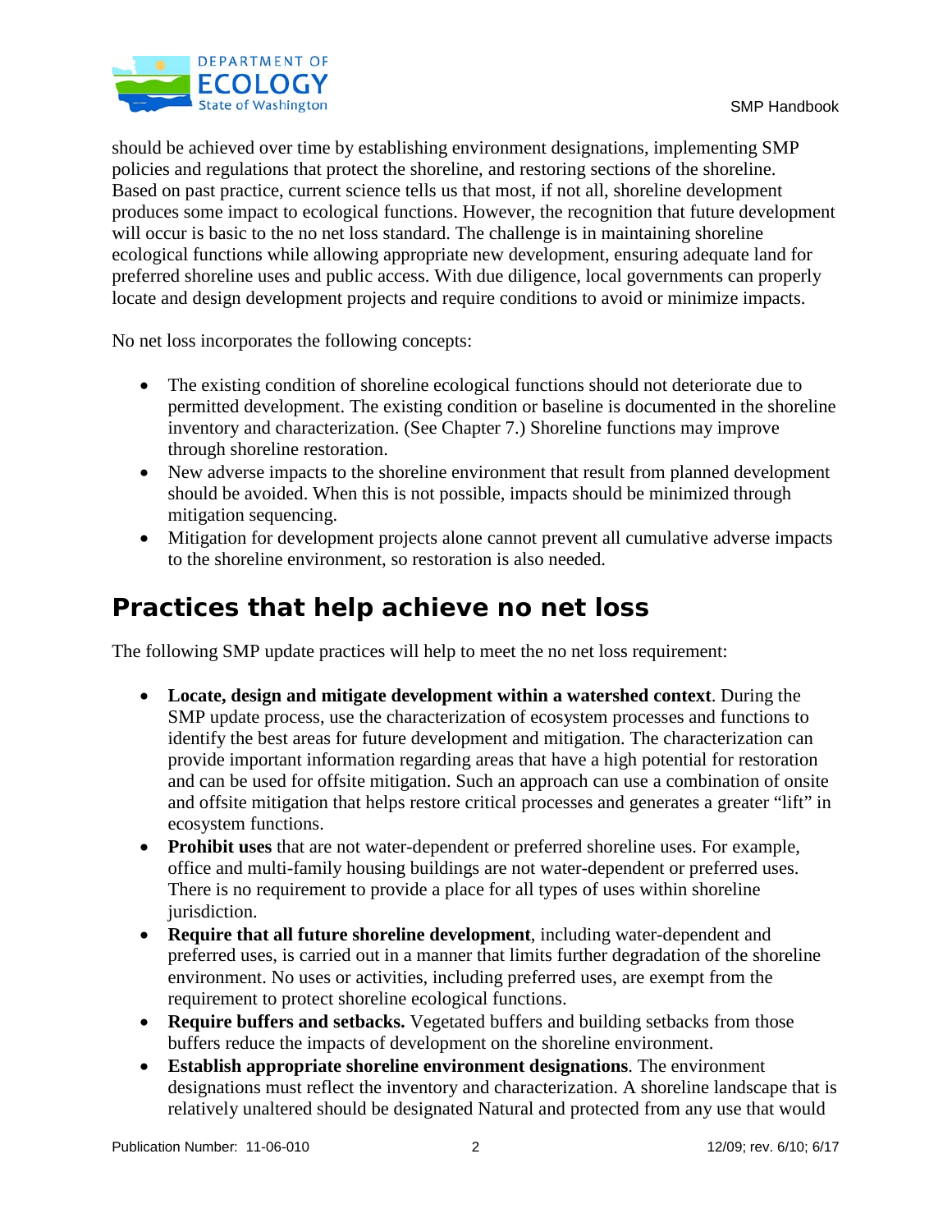should be achieved over time by establishing environment designations, implementing SMP policies and regulations that protect the shoreline, and restoring sections of the shoreline. Based on past practice, current science tells us that most, if not all, shoreline development produces some impact to ecological functions. However, the recognition that future development will occur is basic to the no net loss standard. The challenge is in maintaining shoreline ecological functions while allowing appropriate new development, ensuring adequate land for preferred shoreline uses and public access. With due diligence, local governments can properly locate and design development projects and require conditions to avoid or minimize impacts.

No net loss incorporates the following concepts:

- The existing condition of shoreline ecological functions should not deteriorate due to permitted development. The existing condition or baseline is documented in the shoreline inventory and characterization. (See Chapter 7.) Shoreline functions may improve through shoreline restoration.
- New adverse impacts to the shoreline environment that result from planned development should be avoided. When this is not possible, impacts should be minimized through mitigation sequencing.
- Mitigation for development projects alone cannot prevent all cumulative adverse impacts to the shoreline environment, so restoration is also needed.

## Practices that help achieve no net loss

The following SMP update practices will help to meet the no net loss requirement:

- **Locate, design and mitigate development within a watershed context**. During the SMP update process, use the characterization of ecosystem processes and functions to identify the best areas for future development and mitigation. The characterization can provide important information regarding areas that have a high potential for restoration and can be used for offsite mitigation. Such an approach can use a combination of onsite and offsite mitigation that helps restore critical processes and generates a greater "lift" in ecosystem functions.
- **Prohibit uses** that are not water-dependent or preferred shoreline uses. For example, office and multi-family housing buildings are not water-dependent or preferred uses. There is no requirement to provide a place for all types of uses within shoreline jurisdiction.
- **Require that all future shoreline development**, including water-dependent and preferred uses, is carried out in a manner that limits further degradation of the shoreline environment. No uses or activities, including preferred uses, are exempt from the requirement to protect shoreline ecological functions.
- **Require buffers and setbacks.** Vegetated buffers and building setbacks from those buffers reduce the impacts of development on the shoreline environment.
- **Establish appropriate shoreline environment designations**. The environment designations must reflect the inventory and characterization. A shoreline landscape that is relatively unaltered should be designated Natural and protected from any use that would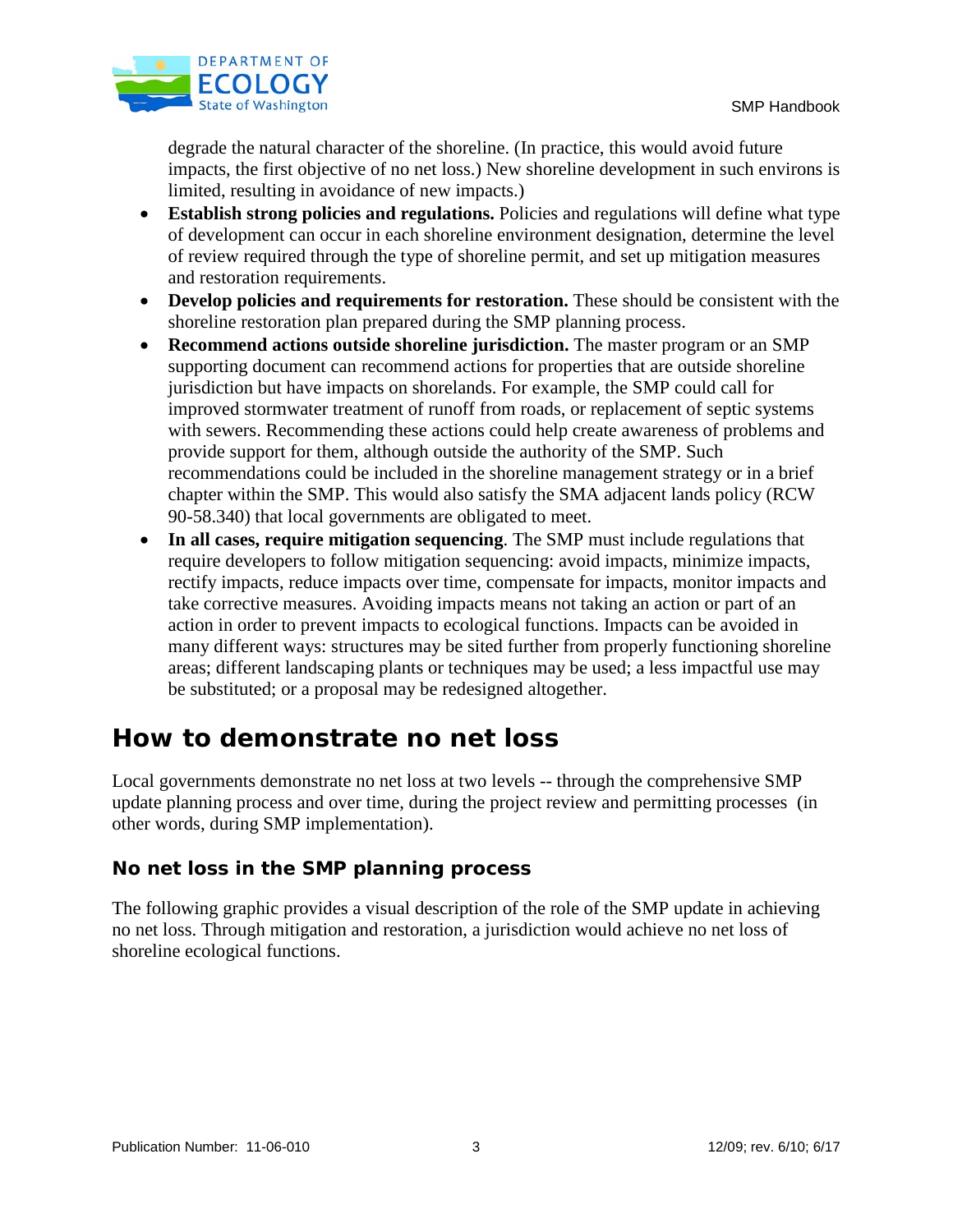degrade the natural character of the shoreline. (In practice, this would avoid future impacts, the first objective of no net loss.) New shoreline development in such environs is limited, resulting in avoidance of new impacts.)

- **Establish strong policies and regulations.** Policies and regulations will define what type of development can occur in each shoreline environment designation, determine the level of review required through the type of shoreline permit, and set up mitigation measures and restoration requirements.
- **Develop policies and requirements for restoration.** These should be consistent with the shoreline restoration plan prepared during the SMP planning process.
- **Recommend actions outside shoreline jurisdiction.** The master program or an SMP supporting document can recommend actions for properties that are outside shoreline jurisdiction but have impacts on shorelands. For example, the SMP could call for improved stormwater treatment of runoff from roads, or replacement of septic systems with sewers. Recommending these actions could help create awareness of problems and provide support for them, although outside the authority of the SMP. Such recommendations could be included in the shoreline management strategy or in a brief chapter within the SMP. This would also satisfy the SMA adjacent lands policy (RCW 90-58.340) that local governments are obligated to meet.
- **In all cases, require mitigation sequencing**. The SMP must include regulations that require developers to follow mitigation sequencing: avoid impacts, minimize impacts, rectify impacts, reduce impacts over time, compensate for impacts, monitor impacts and take corrective measures. Avoiding impacts means not taking an action or part of an action in order to prevent impacts to ecological functions. Impacts can be avoided in many different ways: structures may be sited further from properly functioning shoreline areas; different landscaping plants or techniques may be used; a less impactful use may be substituted; or a proposal may be redesigned altogether.

# How to demonstrate no net loss

Local governments demonstrate no net loss at two levels -- through the comprehensive SMP update planning process and over time, during the project review and permitting processes (in other words, during SMP implementation).

## No net loss in the SMP planning process

The following graphic provides a visual description of the role of the SMP update in achieving no net loss. Through mitigation and restoration, a jurisdiction would achieve no net loss of shoreline ecological functions.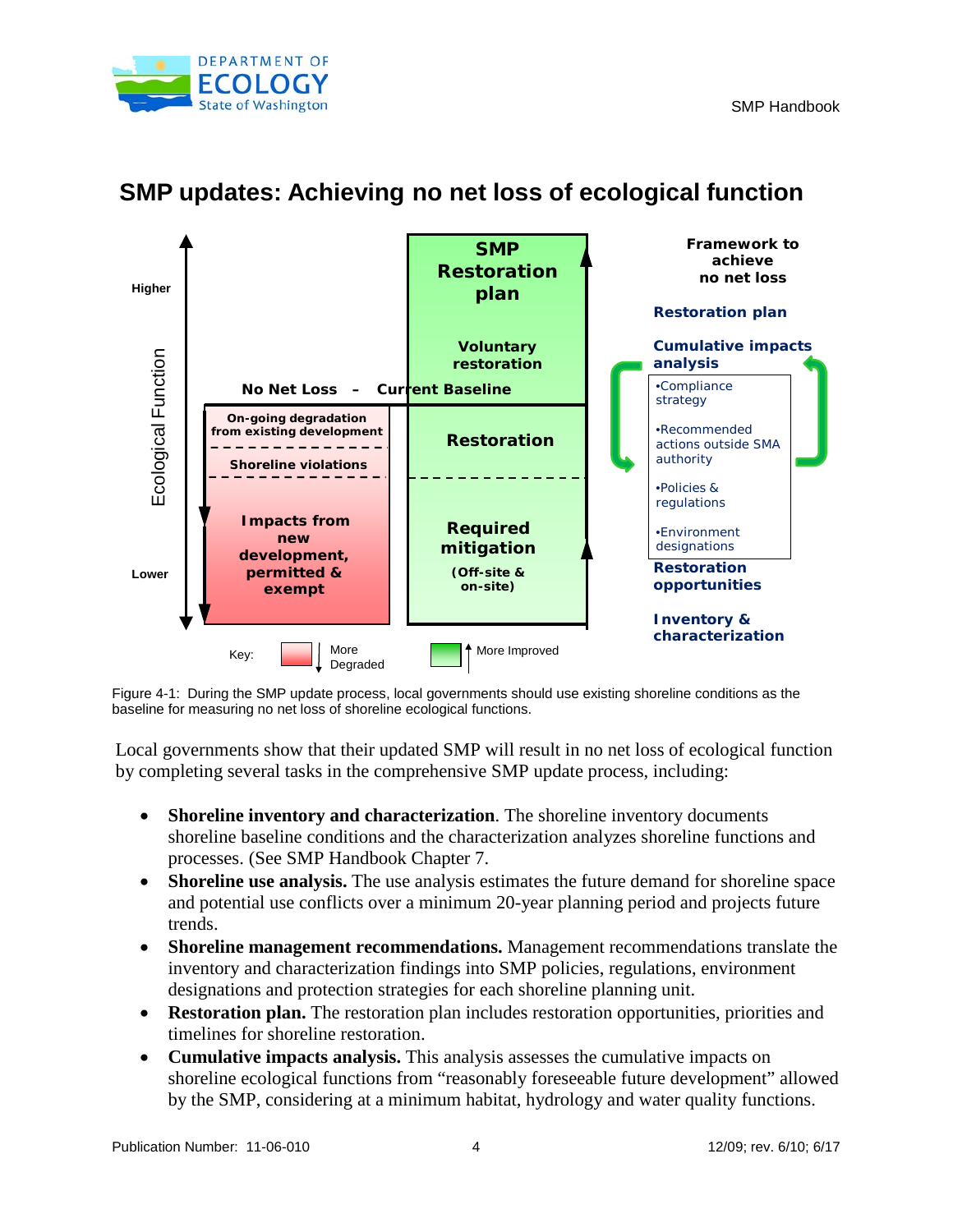## SMP updates: Achieving no net loss of ecological function

Figure 4-1: During the SMP update process, local governments should use existing shoreline conditions as the baseline for measuring no net loss of shoreline ecological functions.

Local governments show that their updated SMP will result in no net loss of ecological function by completing several tasks in the comprehensive SMP update process, including:

- **Shoreline inventory and characterization**. The shoreline inventory documents shoreline baseline conditions and the characterization analyzes shoreline functions and processes. (See SMP Handbook Chapter 7.
- **Shoreline use analysis.** The use analysis estimates the future demand for shoreline space and potential use conflicts over a minimum 20-year planning period and projects future trends.
- **Shoreline management recommendations.** Management recommendations translate the inventory and characterization findings into SMP policies, regulations, environment designations and protection strategies for each shoreline planning unit.
- **Restoration plan.** The restoration plan includes restoration opportunities, priorities and timelines for shoreline restoration.
- **Cumulative impacts analysis.** This analysis assesses the cumulative impacts on shoreline ecological functions from "reasonably foreseeable future development" allowed by the SMP, considering at a minimum habitat, hydrology and water quality functions.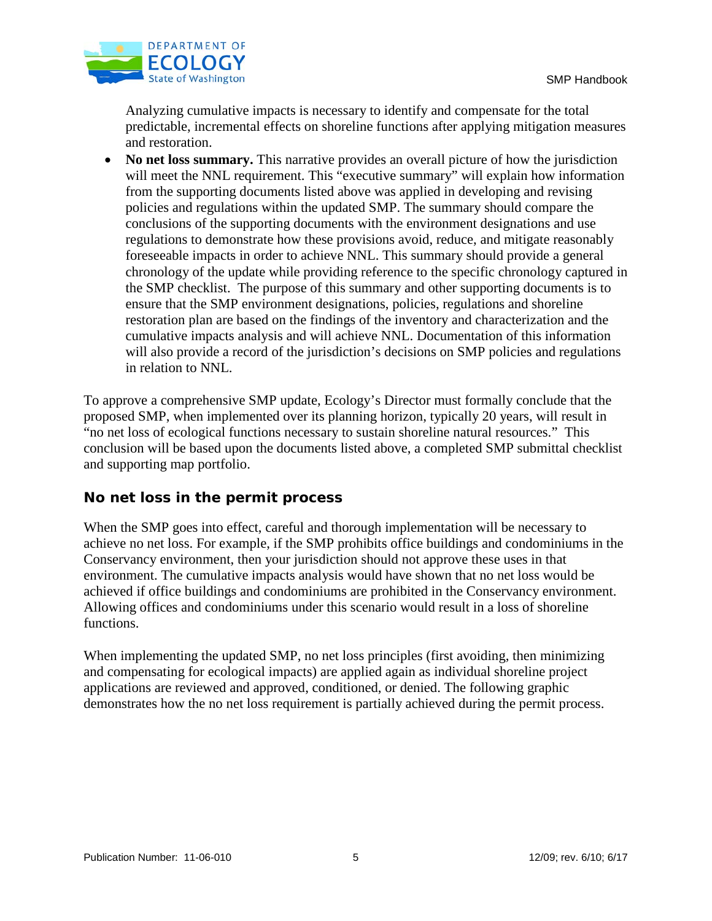Analyzing cumulative impacts is necessary to identify and compensate for the total predictable, incremental effects on shoreline functions after applying mitigation measures and restoration.

- **No net loss summary.** This narrative provides an overall picture of how the jurisdiction will meet the NNL requirement. This "executive summary" will explain how information from the supporting documents listed above was applied in developing and revising policies and regulations within the updated SMP. The summary should compare the conclusions of the supporting documents with the environment designations and use regulations to demonstrate how these provisions avoid, reduce, and mitigate reasonably foreseeable impacts in order to achieve NNL. This summary should provide a general chronology of the update while providing reference to the specific chronology captured in the SMP checklist. The purpose of this summary and other supporting documents is to ensure that the SMP environment designations, policies, regulations and shoreline restoration plan are based on the findings of the inventory and characterization and the cumulative impacts analysis and will achieve NNL. Documentation of this information will also provide a record of the jurisdiction's decisions on SMP policies and regulations in relation to NNL.

To approve a comprehensive SMP update, Ecology's Director must formally conclude that the proposed SMP, when implemented over its planning horizon, typically 20 years, will result in "no net loss of ecological functions necessary to sustain shoreline natural resources." This conclusion will be based upon the documents listed above, a completed SMP submittal checklist and supporting map portfolio.

## No net loss in the permit process

When the SMP goes into effect, careful and thorough implementation will be necessary to achieve no net loss. For example, if the SMP prohibits office buildings and condominiums in the Conservancy environment, then your jurisdiction should not approve these uses in that environment. The cumulative impacts analysis would have shown that no net loss would be achieved if office buildings and condominiums are prohibited in the Conservancy environment. Allowing offices and condominiums under this scenario would result in a loss of shoreline functions.

When implementing the updated SMP, no net loss principles (first avoiding, then minimizing and compensating for ecological impacts) are applied again as individual shoreline project applications are reviewed and approved, conditioned, or denied. The following graphic demonstrates how the no net loss requirement is partially achieved during the permit process.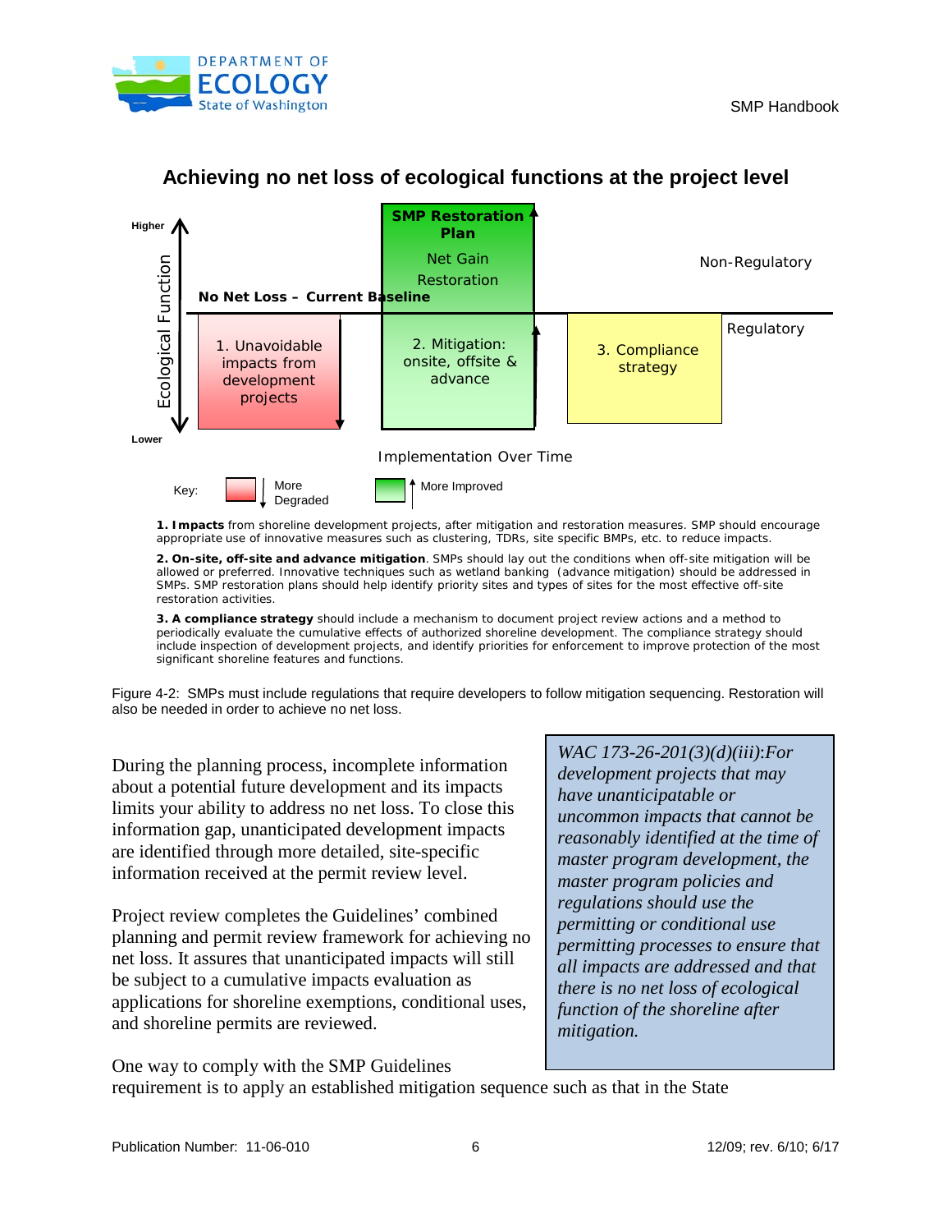## Achieving no net loss of ecological functions at the project level

Higher

Ecological Function

Lower

**SMP Restoration Plan**

Net Gain

Restoration

**No Net Loss – Current Baseline**

Non-Regulatory

Regulatory

1. Unavoidable impacts from development projects

2. Mitigation: onsite, offsite & advance

3. Compliance strategy

Implementation Over Time

Key: More Degraded | More Improved

**1. Impacts** from shoreline development projects, after mitigation and restoration measures. SMP should encourage appropriate use of innovative measures such as clustering, TDRs, site specific BMPs, etc. to reduce impacts.

**2. On-site, off-site and advance mitigation**. SMPs should lay out the conditions when off-site mitigation will be allowed or preferred. Innovative techniques such as wetland banking (advance mitigation) should be addressed in SMPs. SMP restoration plans should help identify priority sites and types of sites for the most effective off-site restoration activities.

**3. A compliance strategy** should include a mechanism to document project review actions and a method to periodically evaluate the cumulative effects of authorized shoreline development. The compliance strategy should include inspection of development projects, and identify priorities for enforcement to improve protection of the most significant shoreline features and functions.

Figure 4-2: SMPs must include regulations that require developers to follow mitigation sequencing. Restoration will also be needed in order to achieve no net loss.

> *WAC 173-26-201(3)(d)(iii)*:*For development projects that may have unanticipatable or uncommon impacts that cannot be reasonably identified at the time of master program development, the master program policies and regulations should use the permitting or conditional use permitting processes to ensure that all impacts are addressed and that there is no net loss of ecological function of the shoreline after mitigation.*

During the planning process, incomplete information about a potential future development and its impacts limits your ability to address no net loss. To close this information gap, unanticipated development impacts are identified through more detailed, site-specific information received at the permit review level.

Project review completes the Guidelines' combined planning and permit review framework for achieving no net loss. It assures that unanticipated impacts will still be subject to a cumulative impacts evaluation as applications for shoreline exemptions, conditional uses, and shoreline permits are reviewed.

One way to comply with the SMP Guidelines requirement is to apply an established mitigation sequence such as that in the State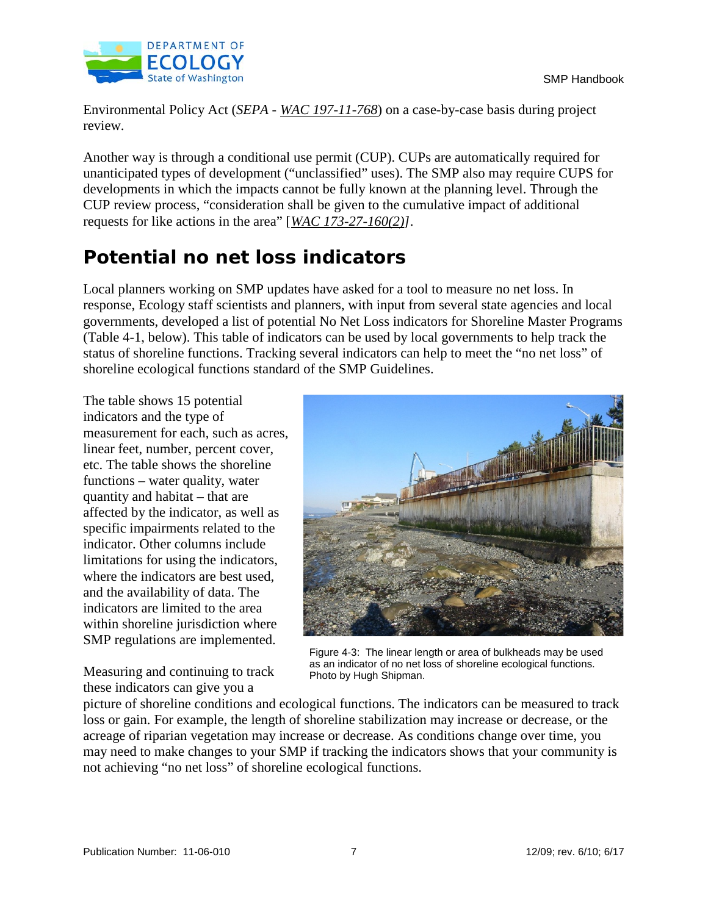Environmental Policy Act (*SEPA* - *WAC 197-11-768*) on a case-by-case basis during project review.

Another way is through a conditional use permit (CUP). CUPs are automatically required for unanticipated types of development ("unclassified" uses). The SMP also may require CUPS for developments in which the impacts cannot be fully known at the planning level. Through the CUP review process, "consideration shall be given to the cumulative impact of additional requests for like actions in the area" [*WAC 173-27-160(2)]*.

## Potential no net loss indicators

Local planners working on SMP updates have asked for a tool to measure no net loss. In response, Ecology staff scientists and planners, with input from several state agencies and local governments, developed a list of potential No Net Loss indicators for Shoreline Master Programs (Table 4-1, below). This table of indicators can be used by local governments to help track the status of shoreline functions. Tracking several indicators can help to meet the "no net loss" of shoreline ecological functions standard of the SMP Guidelines.

The table shows 15 potential indicators and the type of measurement for each, such as acres, linear feet, number, percent cover, etc. The table shows the shoreline functions – water quality, water quantity and habitat – that are affected by the indicator, as well as specific impairments related to the indicator. Other columns include limitations for using the indicators, where the indicators are best used, and the availability of data. The indicators are limited to the area within shoreline jurisdiction where SMP regulations are implemented.

Figure 4-3: The linear length or area of bulkheads may be used as an indicator of no net loss of shoreline ecological functions. Photo by Hugh Shipman.

Measuring and continuing to track these indicators can give you a picture of shoreline conditions and ecological functions. The indicators can be measured to track loss or gain. For example, the length of shoreline stabilization may increase or decrease, or the acreage of riparian vegetation may increase or decrease. As conditions change over time, you may need to make changes to your SMP if tracking the indicators shows that your community is not achieving "no net loss" of shoreline ecological functions.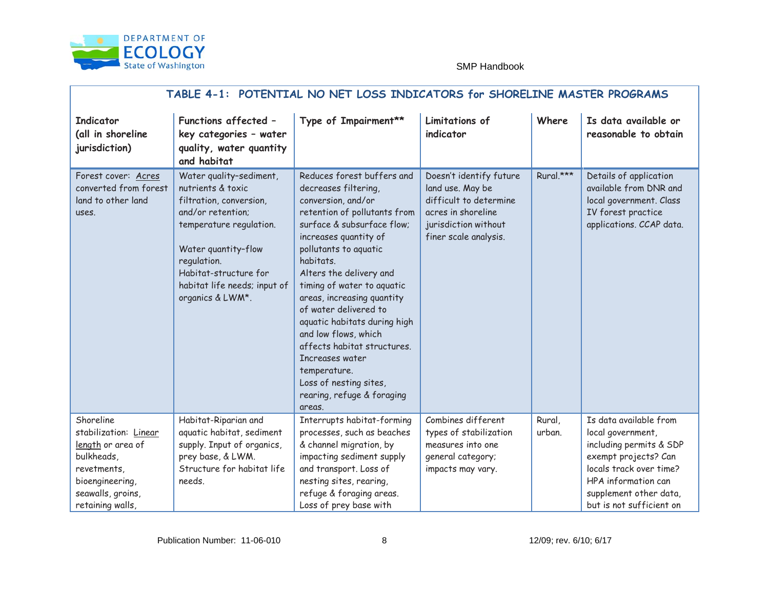| TABLE 4-1: POTENTIAL NO NET LOSS INDICATORS for SHORELINE MASTER PROGRAMS | | | | | |
|---|---|---|---|---|---|
| **Indicator (all in shoreline jurisdiction)** | **Functions affected – key categories – water quality, water quantity and habitat** | **Type of Impairment**** | **Limitations of indicator** | **Where** | **Is data available or reasonable to obtain** |
| Forest cover: Acres converted from forest land to other land uses. | Water quality-sediment, nutrients & toxic filtration, conversion, and/or retention; temperature regulation. Water quantity-flow regulation. Habitat-structure for habitat life needs; input of organics & LWM*. | Reduces forest buffers and decreases filtering, conversion, and/or retention of pollutants from surface & subsurface flow; increases quantity of pollutants to aquatic habitats. Alters the delivery and timing of water to aquatic areas, increasing quantity of water delivered to aquatic habitats during high and low flows, which affects habitat structures. Increases water temperature. Loss of nesting sites, rearing, refuge & foraging areas. | Doesn't identify future land use. May be difficult to determine acres in shoreline jurisdiction without finer scale analysis. | Rural.*** | Details of application available from DNR and local government. Class IV forest practice applications. CCAP data. |
| Shoreline stabilization: Linear length or area of bulkheads, revetments, bioengineering, seawalls, groins, retaining walls, | Habitat-Riparian and aquatic habitat, sediment supply. Input of organics, prey base, & LWM. Structure for habitat life needs. | Interrupts habitat-forming processes, such as beaches & channel migration, by impacting sediment supply and transport. Loss of nesting sites, rearing, refuge & foraging areas. Loss of prey base with | Combines different types of stabilization measures into one general category; impacts may vary. | Rural, urban. | Is data available from local government, including permits & SDP exempt projects? Can locals track over time? HPA information can supplement other data, but is not sufficient on |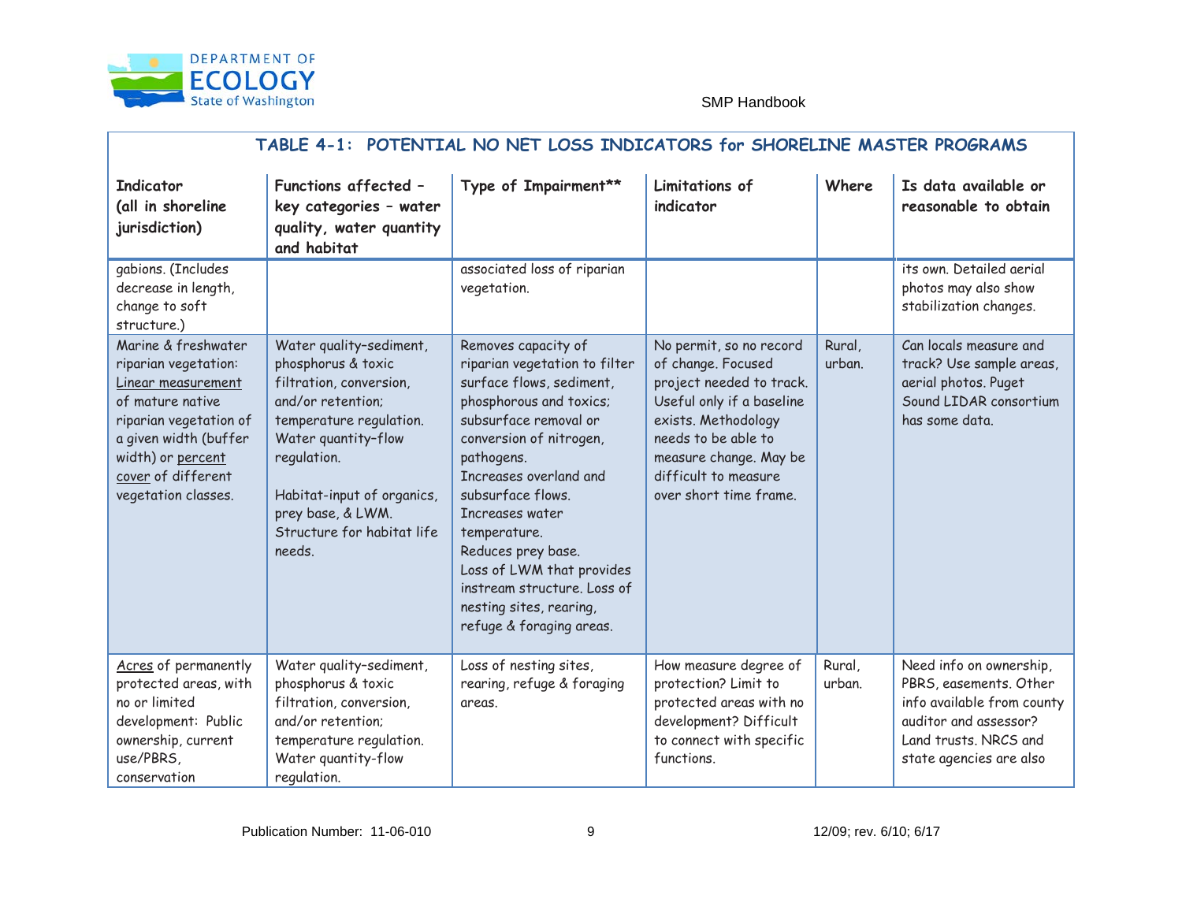| TABLE 4-1: POTENTIAL NO NET LOSS INDICATORS for SHORELINE MASTER PROGRAMS | | | | | |
|---|---|---|---|---|---|
| **Indicator (all in shoreline jurisdiction)** | **Functions affected – key categories – water quality, water quantity and habitat** | **Type of Impairment\*\*** | **Limitations of indicator** | **Where** | **Is data available or reasonable to obtain** |
| gabions. (Includes decrease in length, change to soft structure.) | | associated loss of riparian vegetation. | | | its own. Detailed aerial photos may also show stabilization changes. |
| Marine & freshwater riparian vegetation: Linear measurement of mature native riparian vegetation of a given width (buffer width) or percent cover of different vegetation classes. | Water quality-sediment, phosphorus & toxic filtration, conversion, and/or retention; temperature regulation. Water quantity-flow regulation.<br><br>Habitat-input of organics, prey base, & LWM. Structure for habitat life needs. | Removes capacity of riparian vegetation to filter surface flows, sediment, phosphorous and toxics; subsurface removal or conversion of nitrogen, pathogens.<br>Increases overland and subsurface flows.<br>Increases water temperature.<br>Reduces prey base.<br>Loss of LWM that provides instream structure. Loss of nesting sites, rearing, refuge & foraging areas. | No permit, so no record of change. Focused project needed to track. Useful only if a baseline exists. Methodology needs to be able to measure change. May be difficult to measure over short time frame. | Rural, urban. | Can locals measure and track? Use sample areas, aerial photos. Puget Sound LIDAR consortium has some data. |
| Acres of permanently protected areas, with no or limited development: Public ownership, current use/PBRS, conservation | Water quality-sediment, phosphorus & toxic filtration, conversion, and/or retention; temperature regulation. Water quantity-flow regulation. | Loss of nesting sites, rearing, refuge & foraging areas. | How measure degree of protection? Limit to protected areas with no development? Difficult to connect with specific functions. | Rural, urban. | Need info on ownership, PBRS, easements. Other info available from county auditor and assessor? Land trusts. NRCS and state agencies are also |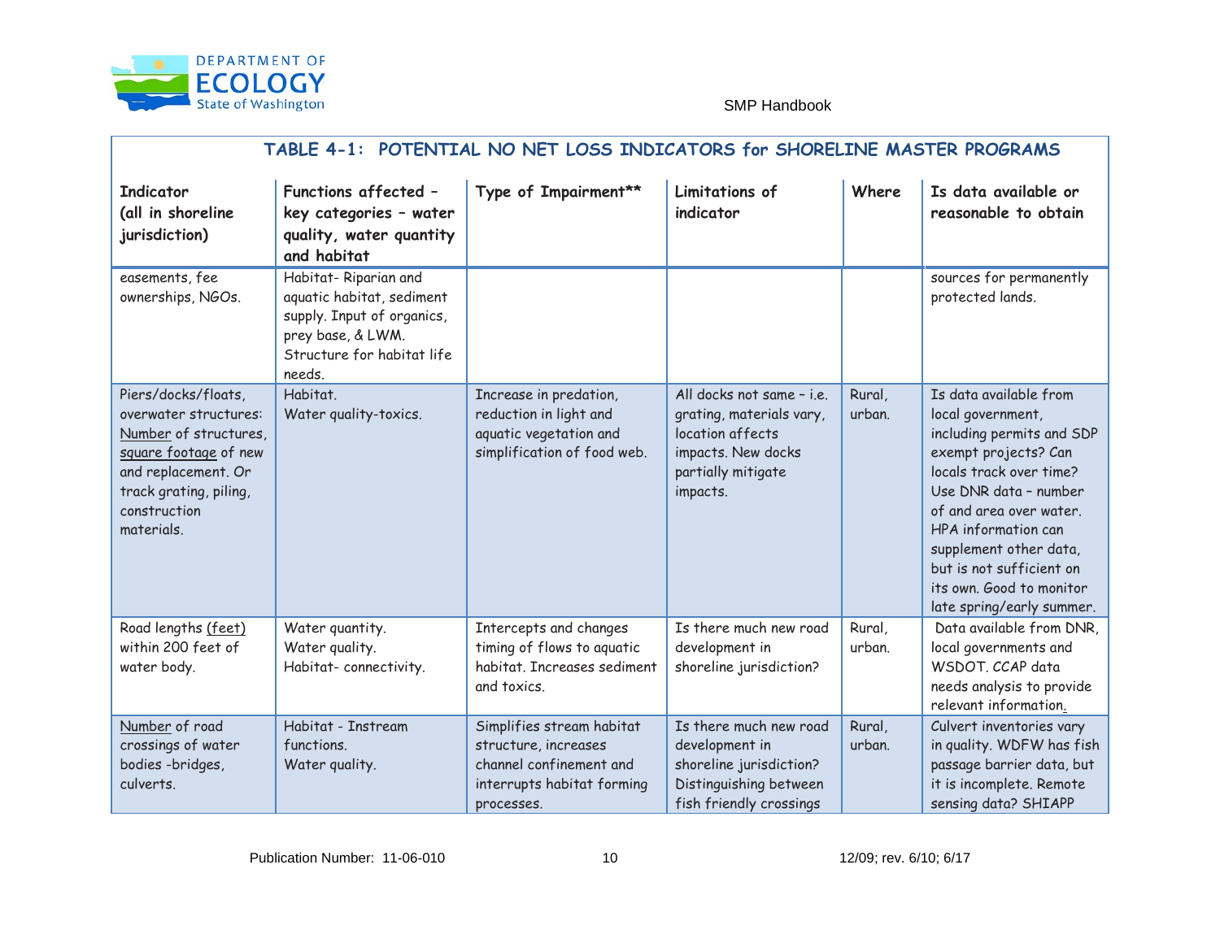## TABLE 4-1: POTENTIAL NO NET LOSS INDICATORS for SHORELINE MASTER PROGRAMS

| Indicator (all in shoreline jurisdiction) | Functions affected – key categories – water quality, water quantity and habitat | Type of Impairment** | Limitations of indicator | Where | Is data available or reasonable to obtain |
|---|---|---|---|---|---|
| easements, fee ownerships, NGOs. | Habitat- Riparian and aquatic habitat, sediment supply. Input of organics, prey base, & LWM. Structure for habitat life needs. | | | | sources for permanently protected lands. |
| Piers/docks/floats, overwater structures: Number of structures, square footage of new and replacement. Or track grating, piling, construction materials. | Habitat. Water quality-toxics. | Increase in predation, reduction in light and aquatic vegetation and simplification of food web. | All docks not same – i.e. grating, materials vary, location affects impacts. New docks partially mitigate impacts. | Rural, urban. | Is data available from local government, including permits and SDP exempt projects? Can locals track over time? Use DNR data – number of and area over water. HPA information can supplement other data, but is not sufficient on its own. Good to monitor late spring/early summer. |
| Road lengths (feet) within 200 feet of water body. | Water quantity. Water quality. Habitat- connectivity. | Intercepts and changes timing of flows to aquatic habitat. Increases sediment and toxics. | Is there much new road development in shoreline jurisdiction? | Rural, urban. | Data available from DNR, local governments and WSDOT. CCAP data needs analysis to provide relevant information. |
| Number of road crossings of water bodies -bridges, culverts. | Habitat - Instream functions. Water quality. | Simplifies stream habitat structure, increases channel confinement and interrupts habitat forming processes. | Is there much new road development in shoreline jurisdiction? Distinguishing between fish friendly crossings | Rural, urban. | Culvert inventories vary in quality. WDFW has fish passage barrier data, but it is incomplete. Remote sensing data? SHIAPP |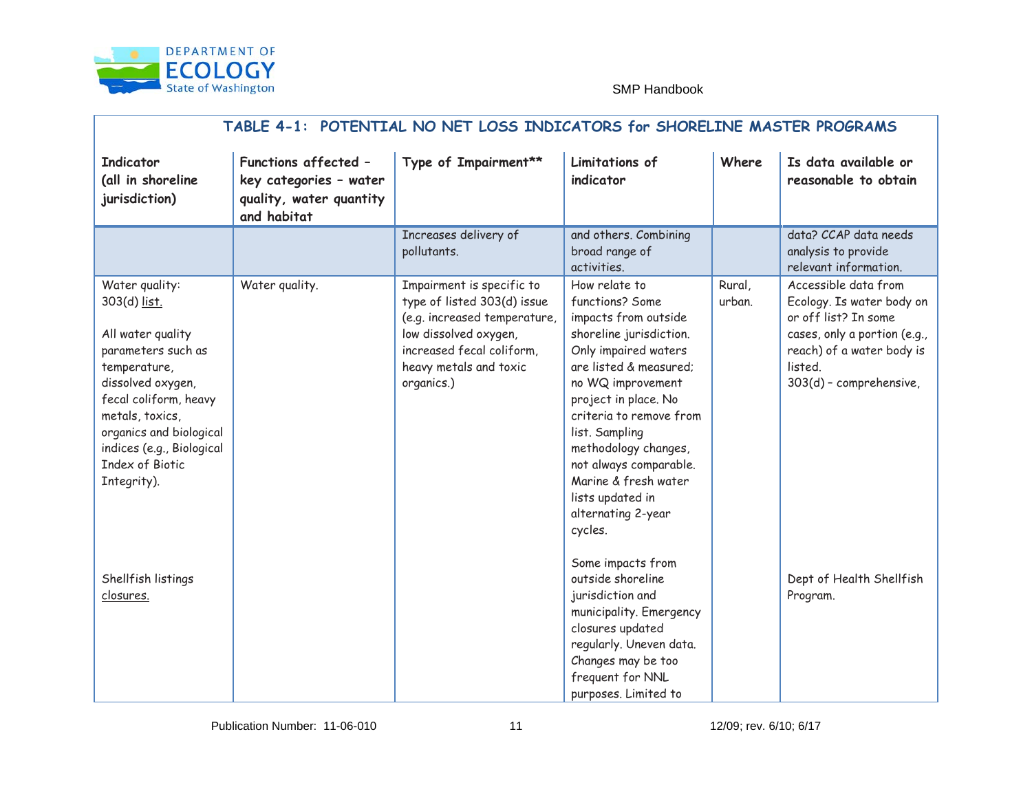| TABLE 4-1: POTENTIAL NO NET LOSS INDICATORS for SHORELINE MASTER PROGRAMS | | | | | |
|---|---|---|---|---|---|
| **Indicator (all in shoreline jurisdiction)** | **Functions affected – key categories – water quality, water quantity and habitat** | **Type of Impairment**** | **Limitations of indicator** | **Where** | **Is data available or reasonable to obtain** |
| | | Increases delivery of pollutants. | and others. Combining broad range of activities. | | data? CCAP data needs analysis to provide relevant information. |
| Water quality: 303(d) list.<br><br>All water quality parameters such as temperature, dissolved oxygen, fecal coliform, heavy metals, toxics, organics and biological indices (e.g., Biological Index of Biotic Integrity).<br><br>Shellfish listings closures. | Water quality. | Impairment is specific to type of listed 303(d) issue (e.g. increased temperature, low dissolved oxygen, increased fecal coliform, heavy metals and toxic organics.) | How relate to functions? Some impacts from outside shoreline jurisdiction. Only impaired waters are listed & measured; no WQ improvement project in place. No criteria to remove from list. Sampling methodology changes, not always comparable. Marine & fresh water lists updated in alternating 2-year cycles.<br><br>Some impacts from outside shoreline jurisdiction and municipality. Emergency closures updated regularly. Uneven data. Changes may be too frequent for NNL purposes. Limited to | Rural, urban. | Accessible data from Ecology. Is water body on or off list? In some cases, only a portion (e.g., reach) of a water body is listed.<br>303(d) – comprehensive,<br><br>Dept of Health Shellfish Program. |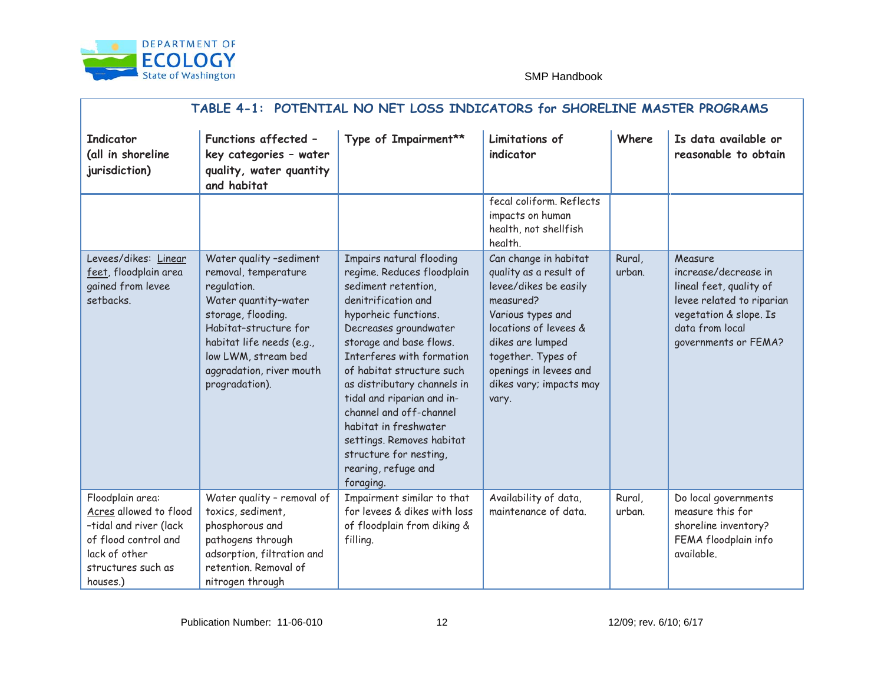| TABLE 4-1: POTENTIAL NO NET LOSS INDICATORS for SHORELINE MASTER PROGRAMS | | | | | |
|---|---|---|---|---|---|
| **Indicator (all in shoreline jurisdiction)** | **Functions affected – key categories – water quality, water quantity and habitat** | **Type of Impairment\*\*** | **Limitations of indicator** | **Where** | **Is data available or reasonable to obtain** |
| | | | fecal coliform. Reflects impacts on human health, not shellfish health. | | |
| Levees/dikes: Linear feet, floodplain area gained from levee setbacks. | Water quality –sediment removal, temperature regulation. Water quantity-water storage, flooding. Habitat-structure for habitat life needs (e.g., low LWM, stream bed aggradation, river mouth progradation). | Impairs natural flooding regime. Reduces floodplain sediment retention, denitrification and hyporheic functions. Decreases groundwater storage and base flows. Interferes with formation of habitat structure such as distributary channels in tidal and riparian and in-channel and off-channel habitat in freshwater settings. Removes habitat structure for nesting, rearing, refuge and foraging. | Can change in habitat quality as a result of levee/dikes be easily measured? Various types and locations of levees & dikes are lumped together. Types of openings in levees and dikes vary; impacts may vary. | Rural, urban. | Measure increase/decrease in lineal feet, quality of levee related to riparian vegetation & slope. Is data from local governments or FEMA? |
| Floodplain area: Acres allowed to flood –tidal and river (lack of flood control and lack of other structures such as houses.) | Water quality – removal of toxics, sediment, phosphorous and pathogens through adsorption, filtration and retention. Removal of nitrogen through | Impairment similar to that for levees & dikes with loss of floodplain from diking & filling. | Availability of data, maintenance of data. | Rural, urban. | Do local governments measure this for shoreline inventory? FEMA floodplain info available. |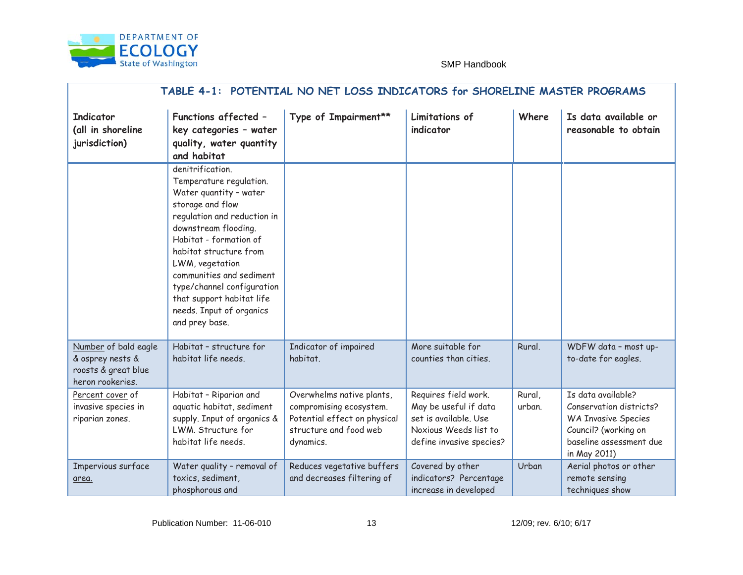## TABLE 4-1: POTENTIAL NO NET LOSS INDICATORS for SHORELINE MASTER PROGRAMS

| Indicator (all in shoreline jurisdiction) | Functions affected – key categories – water quality, water quantity and habitat | Type of Impairment** | Limitations of indicator | Where | Is data available or reasonable to obtain |
|---|---|---|---|---|---|
| | denitrification. Temperature regulation. Water quantity – water storage and flow regulation and reduction in downstream flooding. Habitat - formation of habitat structure from LWM, vegetation communities and sediment type/channel configuration that support habitat life needs. Input of organics and prey base. | | | | |
| Number of bald eagle & osprey nests & roosts & great blue heron rookeries. | Habitat – structure for habitat life needs. | Indicator of impaired habitat. | More suitable for counties than cities. | Rural. | WDFW data – most up-to-date for eagles. |
| Percent cover of invasive species in riparian zones. | Habitat – Riparian and aquatic habitat, sediment supply. Input of organics & LWM. Structure for habitat life needs. | Overwhelms native plants, compromising ecosystem. Potential effect on physical structure and food web dynamics. | Requires field work. May be useful if data set is available. Use Noxious Weeds list to define invasive species? | Rural, urban. | Is data available? Conservation districts? WA Invasive Species Council? (working on baseline assessment due in May 2011) |
| Impervious surface area. | Water quality – removal of toxics, sediment, phosphorous and | Reduces vegetative buffers and decreases filtering of | Covered by other indicators? Percentage increase in developed | Urban | Aerial photos or other remote sensing techniques show |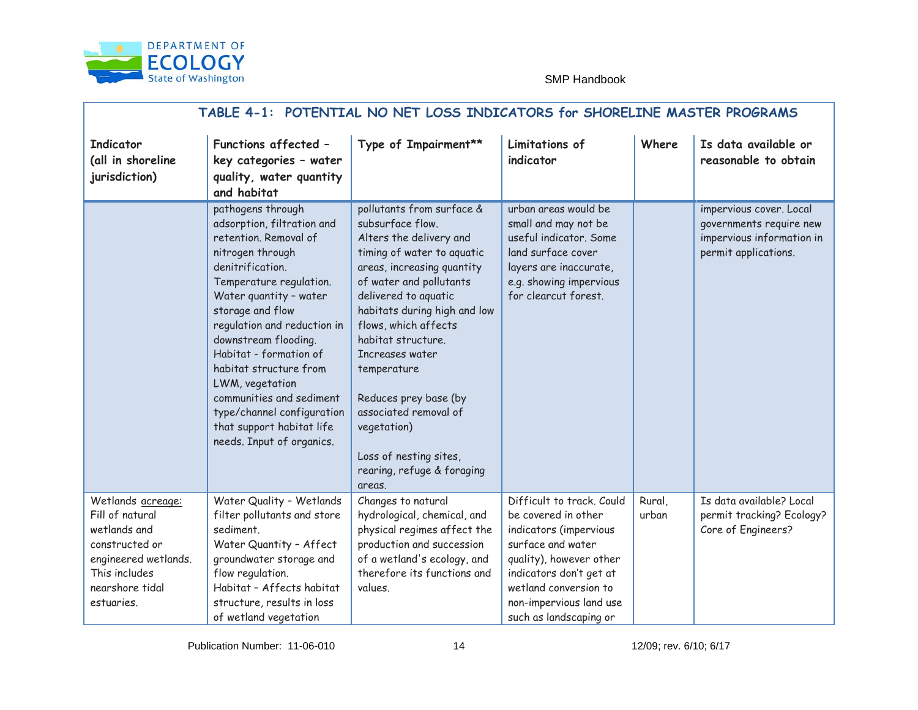## TABLE 4-1: POTENTIAL NO NET LOSS INDICATORS for SHORELINE MASTER PROGRAMS

| Indicator (all in shoreline jurisdiction) | Functions affected – key categories – water quality, water quantity and habitat | Type of Impairment** | Limitations of indicator | Where | Is data available or reasonable to obtain |
|---|---|---|---|---|---|
| | pathogens through adsorption, filtration and retention. Removal of nitrogen through denitrification. Temperature regulation. Water quantity – water storage and flow regulation and reduction in downstream flooding. Habitat - formation of habitat structure from LWM, vegetation communities and sediment type/channel configuration that support habitat life needs. Input of organics. | pollutants from surface & subsurface flow. Alters the delivery and timing of water to aquatic areas, increasing quantity of water and pollutants delivered to aquatic habitats during high and low flows, which affects habitat structure. Increases water temperature<br><br>Reduces prey base (by associated removal of vegetation)<br><br>Loss of nesting sites, rearing, refuge & foraging areas. | urban areas would be small and may not be useful indicator. Some land surface cover layers are inaccurate, e.g. showing impervious for clearcut forest. | | impervious cover. Local governments require new impervious information in permit applications. |
| Wetlands <u>acreage</u>: Fill of natural wetlands and constructed or engineered wetlands. This includes nearshore tidal estuaries. | Water Quality – Wetlands filter pollutants and store sediment. Water Quantity – Affect groundwater storage and flow regulation. Habitat – Affects habitat structure, results in loss of wetland vegetation | Changes to natural hydrological, chemical, and physical regimes affect the production and succession of a wetland's ecology, and therefore its functions and values. | Difficult to track. Could be covered in other indicators (impervious surface and water quality), however other indicators don't get at wetland conversion to non-impervious land use such as landscaping or | Rural, urban | Is data available? Local permit tracking? Ecology? Core of Engineers? |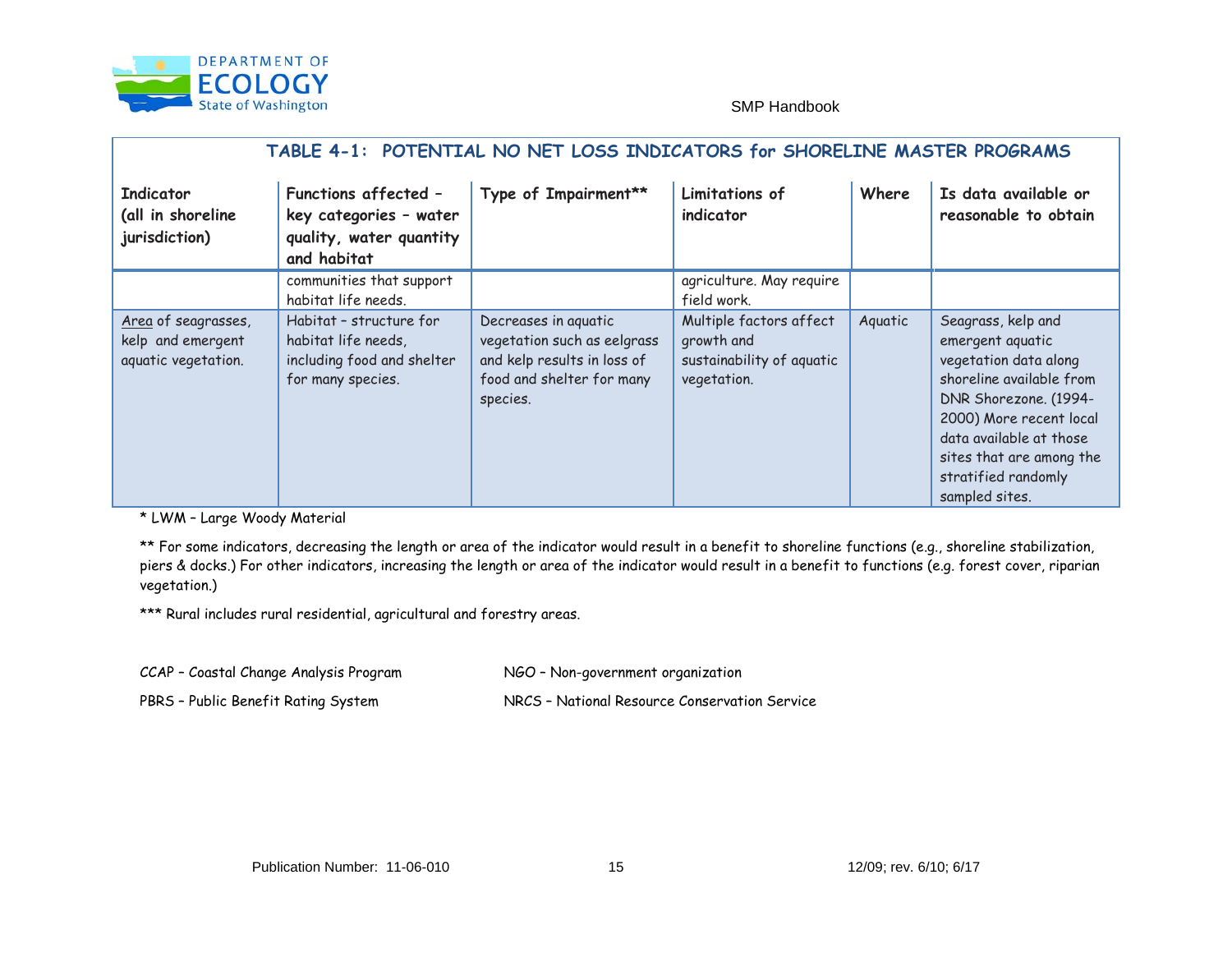**TABLE 4-1: POTENTIAL NO NET LOSS INDICATORS for SHORELINE MASTER PROGRAMS**

| Indicator (all in shoreline jurisdiction) | Functions affected – key categories – water quality, water quantity and habitat | Type of Impairment** | Limitations of indicator | Where | Is data available or reasonable to obtain |
|---|---|---|---|---|---|
| | communities that support habitat life needs. | | agriculture. May require field work. | | |
| Area of seagrasses, kelp and emergent aquatic vegetation. | Habitat – structure for habitat life needs, including food and shelter for many species. | Decreases in aquatic vegetation such as eelgrass and kelp results in loss of food and shelter for many species. | Multiple factors affect growth and sustainability of aquatic vegetation. | Aquatic | Seagrass, kelp and emergent aquatic vegetation data along shoreline available from DNR Shorezone. (1994-2000) More recent local data available at those sites that are among the stratified randomly sampled sites. |

* LWM – Large Woody Material

** For some indicators, decreasing the length or area of the indicator would result in a benefit to shoreline functions (e.g., shoreline stabilization, piers & docks.) For other indicators, increasing the length or area of the indicator would result in a benefit to functions (e.g. forest cover, riparian vegetation.)

*** Rural includes rural residential, agricultural and forestry areas.

CCAP – Coastal Change Analysis Program

PBRS – Public Benefit Rating System

NGO – Non-government organization

NRCS – National Resource Conservation Service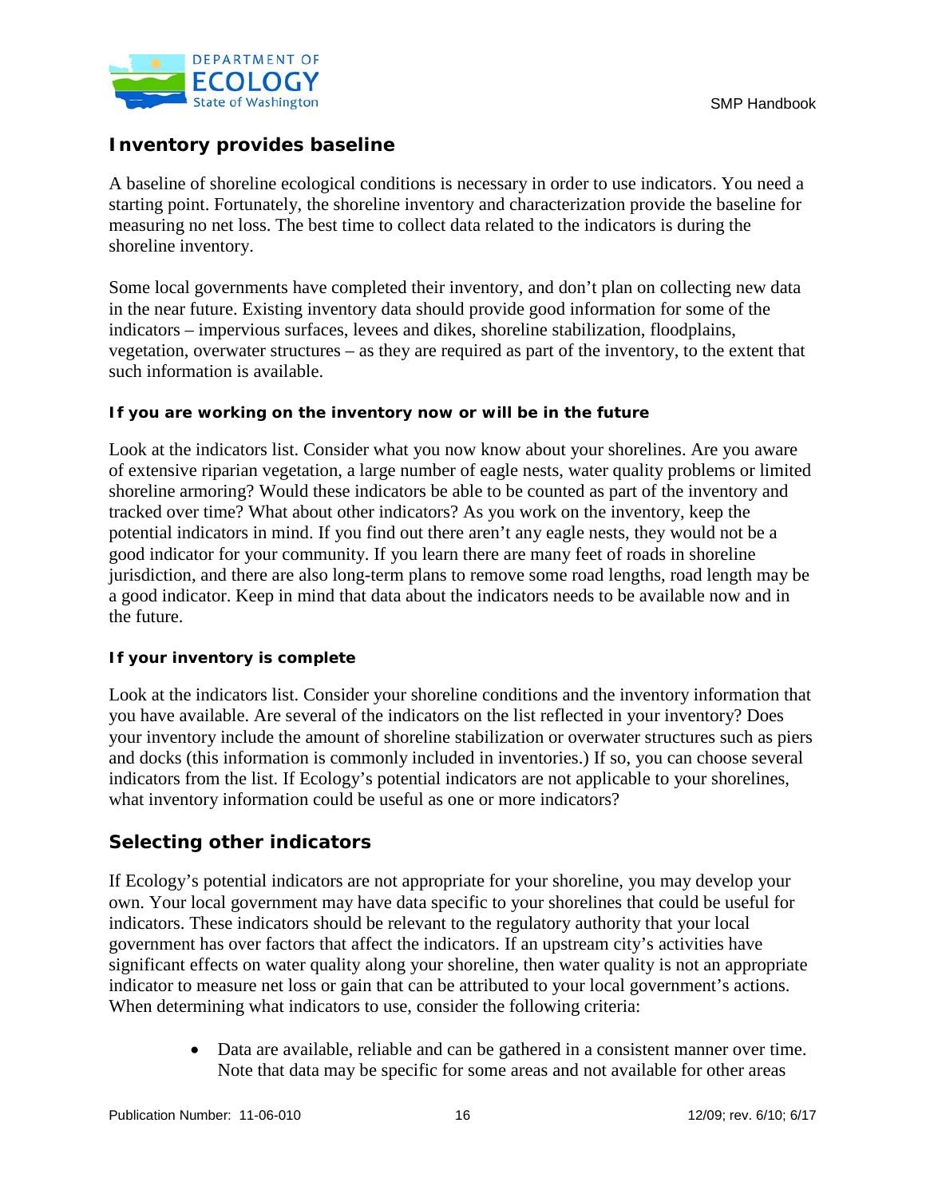## Inventory provides baseline

A baseline of shoreline ecological conditions is necessary in order to use indicators. You need a starting point. Fortunately, the shoreline inventory and characterization provide the baseline for measuring no net loss. The best time to collect data related to the indicators is during the shoreline inventory.

Some local governments have completed their inventory, and don't plan on collecting new data in the near future. Existing inventory data should provide good information for some of the indicators – impervious surfaces, levees and dikes, shoreline stabilization, floodplains, vegetation, overwater structures – as they are required as part of the inventory, to the extent that such information is available.

### If you are working on the inventory now or will be in the future

Look at the indicators list. Consider what you now know about your shorelines. Are you aware of extensive riparian vegetation, a large number of eagle nests, water quality problems or limited shoreline armoring? Would these indicators be able to be counted as part of the inventory and tracked over time? What about other indicators? As you work on the inventory, keep the potential indicators in mind. If you find out there aren't any eagle nests, they would not be a good indicator for your community. If you learn there are many feet of roads in shoreline jurisdiction, and there are also long-term plans to remove some road lengths, road length may be a good indicator. Keep in mind that data about the indicators needs to be available now and in the future.

### If your inventory is complete

Look at the indicators list. Consider your shoreline conditions and the inventory information that you have available. Are several of the indicators on the list reflected in your inventory? Does your inventory include the amount of shoreline stabilization or overwater structures such as piers and docks (this information is commonly included in inventories.) If so, you can choose several indicators from the list. If Ecology's potential indicators are not applicable to your shorelines, what inventory information could be useful as one or more indicators?

## Selecting other indicators

If Ecology's potential indicators are not appropriate for your shoreline, you may develop your own. Your local government may have data specific to your shorelines that could be useful for indicators. These indicators should be relevant to the regulatory authority that your local government has over factors that affect the indicators. If an upstream city's activities have significant effects on water quality along your shoreline, then water quality is not an appropriate indicator to measure net loss or gain that can be attributed to your local government's actions. When determining what indicators to use, consider the following criteria:

- Data are available, reliable and can be gathered in a consistent manner over time. Note that data may be specific for some areas and not available for other areas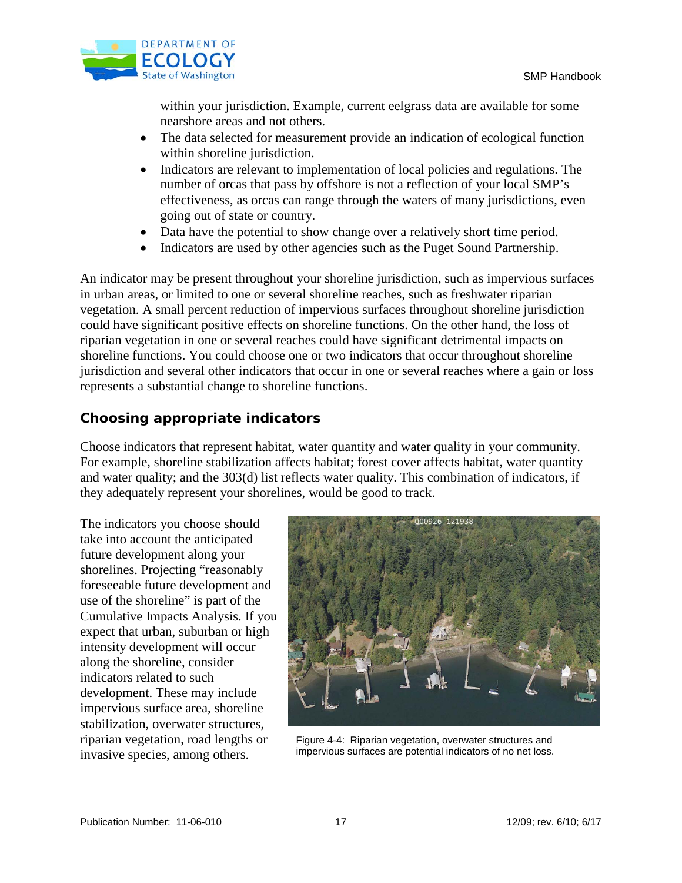within your jurisdiction. Example, current eelgrass data are available for some nearshore areas and not others.

- The data selected for measurement provide an indication of ecological function within shoreline jurisdiction.
- Indicators are relevant to implementation of local policies and regulations. The number of orcas that pass by offshore is not a reflection of your local SMP's effectiveness, as orcas can range through the waters of many jurisdictions, even going out of state or country.
- Data have the potential to show change over a relatively short time period.
- Indicators are used by other agencies such as the Puget Sound Partnership.

An indicator may be present throughout your shoreline jurisdiction, such as impervious surfaces in urban areas, or limited to one or several shoreline reaches, such as freshwater riparian vegetation. A small percent reduction of impervious surfaces throughout shoreline jurisdiction could have significant positive effects on shoreline functions. On the other hand, the loss of riparian vegetation in one or several reaches could have significant detrimental impacts on shoreline functions. You could choose one or two indicators that occur throughout shoreline jurisdiction and several other indicators that occur in one or several reaches where a gain or loss represents a substantial change to shoreline functions.

## Choosing appropriate indicators

Choose indicators that represent habitat, water quantity and water quality in your community. For example, shoreline stabilization affects habitat; forest cover affects habitat, water quantity and water quality; and the 303(d) list reflects water quality. This combination of indicators, if they adequately represent your shorelines, would be good to track.

The indicators you choose should take into account the anticipated future development along your shorelines. Projecting "reasonably foreseeable future development and use of the shoreline" is part of the Cumulative Impacts Analysis. If you expect that urban, suburban or high intensity development will occur along the shoreline, consider indicators related to such development. These may include impervious surface area, shoreline stabilization, overwater structures, riparian vegetation, road lengths or invasive species, among others.

Figure 4-4: Riparian vegetation, overwater structures and impervious surfaces are potential indicators of no net loss.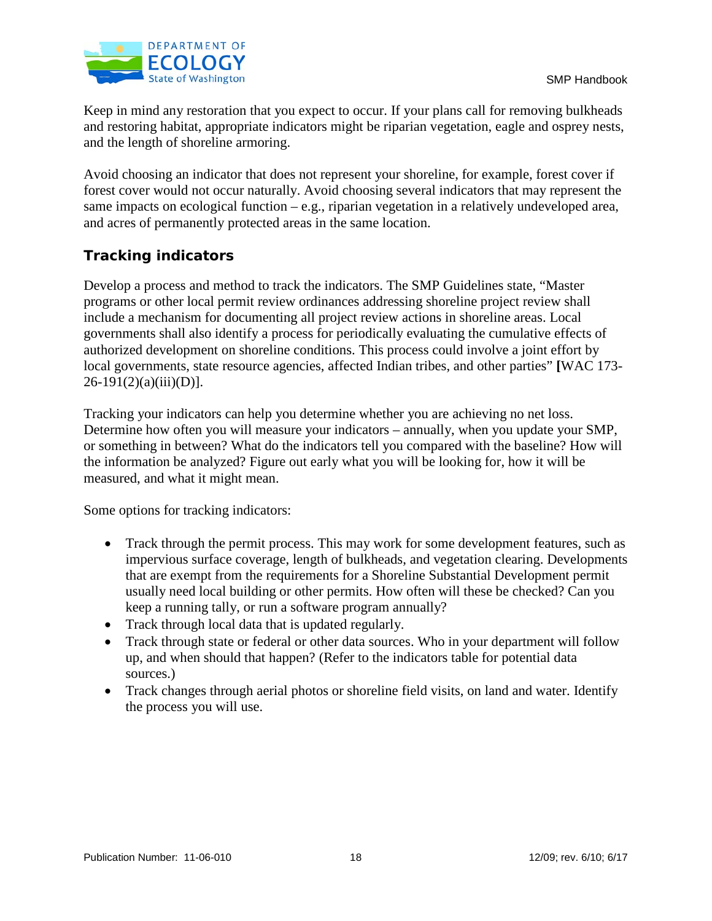Keep in mind any restoration that you expect to occur. If your plans call for removing bulkheads and restoring habitat, appropriate indicators might be riparian vegetation, eagle and osprey nests, and the length of shoreline armoring.

Avoid choosing an indicator that does not represent your shoreline, for example, forest cover if forest cover would not occur naturally. Avoid choosing several indicators that may represent the same impacts on ecological function – e.g., riparian vegetation in a relatively undeveloped area, and acres of permanently protected areas in the same location.

### Tracking indicators

Develop a process and method to track the indicators. The SMP Guidelines state, "Master programs or other local permit review ordinances addressing shoreline project review shall include a mechanism for documenting all project review actions in shoreline areas. Local governments shall also identify a process for periodically evaluating the cumulative effects of authorized development on shoreline conditions. This process could involve a joint effort by local governments, state resource agencies, affected Indian tribes, and other parties" **[**WAC 173-26-191(2)(a)(iii)(D)].

Tracking your indicators can help you determine whether you are achieving no net loss. Determine how often you will measure your indicators – annually, when you update your SMP, or something in between? What do the indicators tell you compared with the baseline? How will the information be analyzed? Figure out early what you will be looking for, how it will be measured, and what it might mean.

Some options for tracking indicators:

- Track through the permit process. This may work for some development features, such as impervious surface coverage, length of bulkheads, and vegetation clearing. Developments that are exempt from the requirements for a Shoreline Substantial Development permit usually need local building or other permits. How often will these be checked? Can you keep a running tally, or run a software program annually?
- Track through local data that is updated regularly.
- Track through state or federal or other data sources. Who in your department will follow up, and when should that happen? (Refer to the indicators table for potential data sources.)
- Track changes through aerial photos or shoreline field visits, on land and water. Identify the process you will use.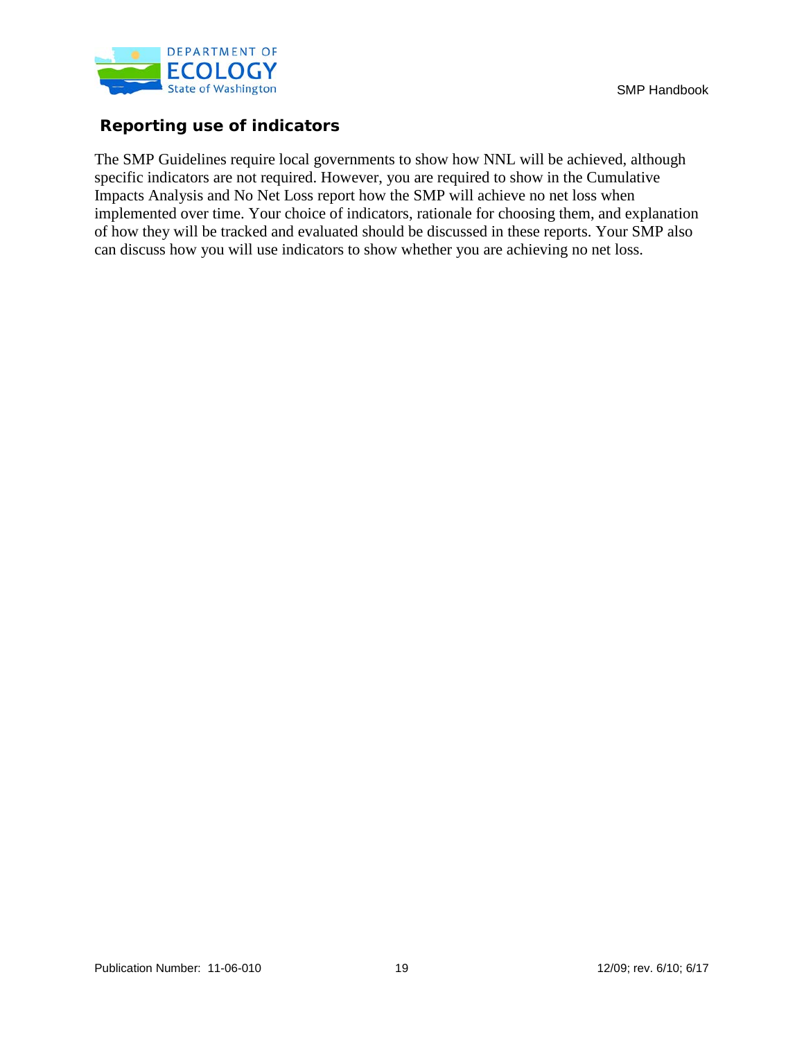### Reporting use of indicators

The SMP Guidelines require local governments to show how NNL will be achieved, although specific indicators are not required. However, you are required to show in the Cumulative Impacts Analysis and No Net Loss report how the SMP will achieve no net loss when implemented over time. Your choice of indicators, rationale for choosing them, and explanation of how they will be tracked and evaluated should be discussed in these reports. Your SMP also can discuss how you will use indicators to show whether you are achieving no net loss.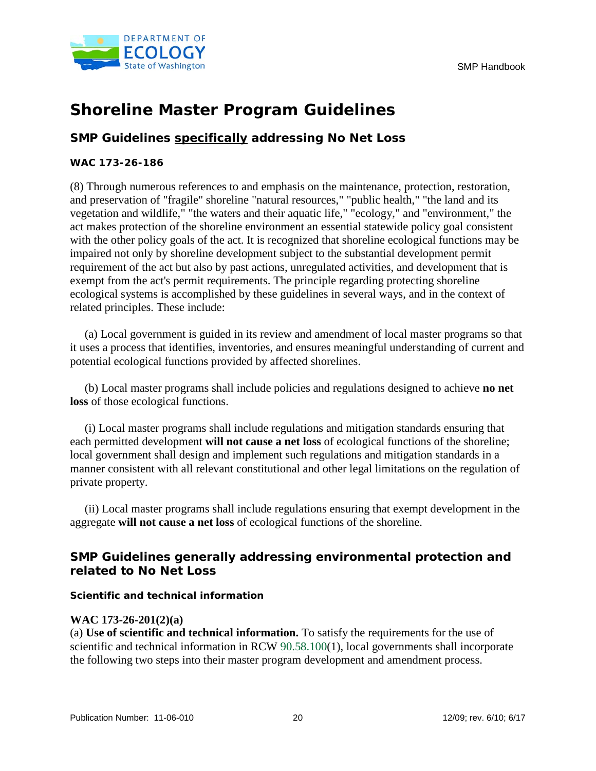# Shoreline Master Program Guidelines

## SMP Guidelines specifically addressing No Net Loss

### WAC 173-26-186

(8) Through numerous references to and emphasis on the maintenance, protection, restoration, and preservation of "fragile" shoreline "natural resources," "public health," "the land and its vegetation and wildlife," "the waters and their aquatic life," "ecology," and "environment," the act makes protection of the shoreline environment an essential statewide policy goal consistent with the other policy goals of the act. It is recognized that shoreline ecological functions may be impaired not only by shoreline development subject to the substantial development permit requirement of the act but also by past actions, unregulated activities, and development that is exempt from the act's permit requirements. The principle regarding protecting shoreline ecological systems is accomplished by these guidelines in several ways, and in the context of related principles. These include:

(a) Local government is guided in its review and amendment of local master programs so that it uses a process that identifies, inventories, and ensures meaningful understanding of current and potential ecological functions provided by affected shorelines.

(b) Local master programs shall include policies and regulations designed to achieve **no net loss** of those ecological functions.

(i) Local master programs shall include regulations and mitigation standards ensuring that each permitted development **will not cause a net loss** of ecological functions of the shoreline; local government shall design and implement such regulations and mitigation standards in a manner consistent with all relevant constitutional and other legal limitations on the regulation of private property.

(ii) Local master programs shall include regulations ensuring that exempt development in the aggregate **will not cause a net loss** of ecological functions of the shoreline.

## SMP Guidelines generally addressing environmental protection and related to No Net Loss

### Scientific and technical information

**WAC 173-26-201(2)(a)**

(a) **Use of scientific and technical information.** To satisfy the requirements for the use of scientific and technical information in RCW 90.58.100(1), local governments shall incorporate the following two steps into their master program development and amendment process.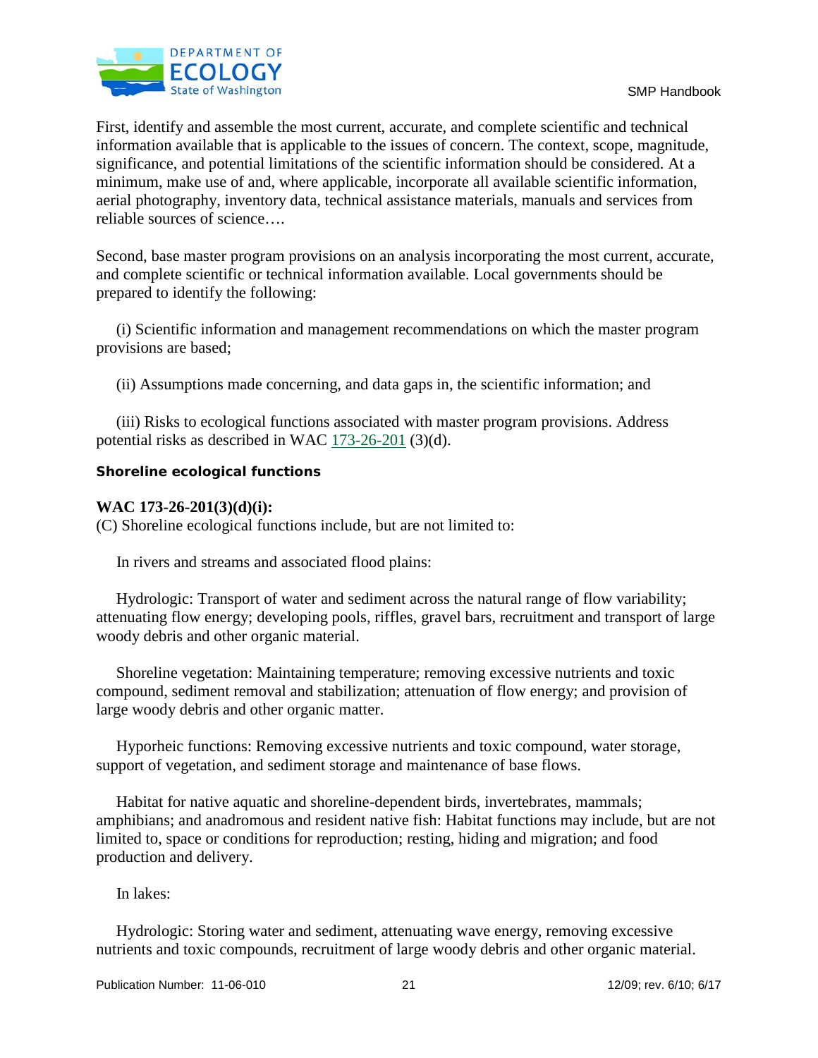First, identify and assemble the most current, accurate, and complete scientific and technical information available that is applicable to the issues of concern. The context, scope, magnitude, significance, and potential limitations of the scientific information should be considered. At a minimum, make use of and, where applicable, incorporate all available scientific information, aerial photography, inventory data, technical assistance materials, manuals and services from reliable sources of science….

Second, base master program provisions on an analysis incorporating the most current, accurate, and complete scientific or technical information available. Local governments should be prepared to identify the following:

(i) Scientific information and management recommendations on which the master program provisions are based;

(ii) Assumptions made concerning, and data gaps in, the scientific information; and

(iii) Risks to ecological functions associated with master program provisions. Address potential risks as described in WAC 173-26-201 (3)(d).

### Shoreline ecological functions

**WAC 173-26-201(3)(d)(i):**

(C) Shoreline ecological functions include, but are not limited to:

In rivers and streams and associated flood plains:

Hydrologic: Transport of water and sediment across the natural range of flow variability; attenuating flow energy; developing pools, riffles, gravel bars, recruitment and transport of large woody debris and other organic material.

Shoreline vegetation: Maintaining temperature; removing excessive nutrients and toxic compound, sediment removal and stabilization; attenuation of flow energy; and provision of large woody debris and other organic matter.

Hyporheic functions: Removing excessive nutrients and toxic compound, water storage, support of vegetation, and sediment storage and maintenance of base flows.

Habitat for native aquatic and shoreline-dependent birds, invertebrates, mammals; amphibians; and anadromous and resident native fish: Habitat functions may include, but are not limited to, space or conditions for reproduction; resting, hiding and migration; and food production and delivery.

In lakes:

Hydrologic: Storing water and sediment, attenuating wave energy, removing excessive nutrients and toxic compounds, recruitment of large woody debris and other organic material.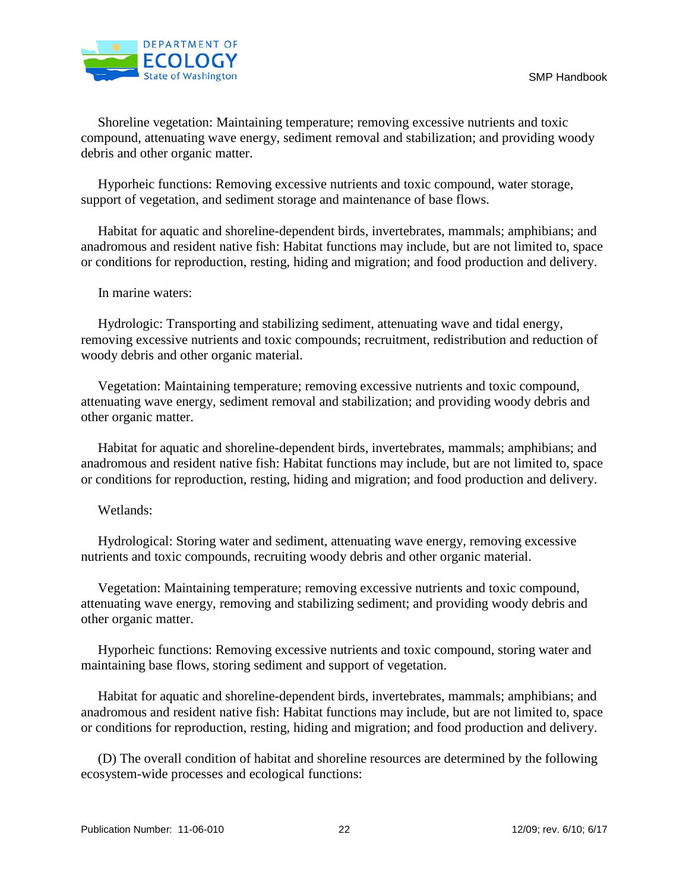Shoreline vegetation: Maintaining temperature; removing excessive nutrients and toxic compound, attenuating wave energy, sediment removal and stabilization; and providing woody debris and other organic matter.

Hyporheic functions: Removing excessive nutrients and toxic compound, water storage, support of vegetation, and sediment storage and maintenance of base flows.

Habitat for aquatic and shoreline-dependent birds, invertebrates, mammals; amphibians; and anadromous and resident native fish: Habitat functions may include, but are not limited to, space or conditions for reproduction, resting, hiding and migration; and food production and delivery.

In marine waters:

Hydrologic: Transporting and stabilizing sediment, attenuating wave and tidal energy, removing excessive nutrients and toxic compounds; recruitment, redistribution and reduction of woody debris and other organic material.

Vegetation: Maintaining temperature; removing excessive nutrients and toxic compound, attenuating wave energy, sediment removal and stabilization; and providing woody debris and other organic matter.

Habitat for aquatic and shoreline-dependent birds, invertebrates, mammals; amphibians; and anadromous and resident native fish: Habitat functions may include, but are not limited to, space or conditions for reproduction, resting, hiding and migration; and food production and delivery.

Wetlands:

Hydrological: Storing water and sediment, attenuating wave energy, removing excessive nutrients and toxic compounds, recruiting woody debris and other organic material.

Vegetation: Maintaining temperature; removing excessive nutrients and toxic compound, attenuating wave energy, removing and stabilizing sediment; and providing woody debris and other organic matter.

Hyporheic functions: Removing excessive nutrients and toxic compound, storing water and maintaining base flows, storing sediment and support of vegetation.

Habitat for aquatic and shoreline-dependent birds, invertebrates, mammals; amphibians; and anadromous and resident native fish: Habitat functions may include, but are not limited to, space or conditions for reproduction, resting, hiding and migration; and food production and delivery.

(D) The overall condition of habitat and shoreline resources are determined by the following ecosystem-wide processes and ecological functions: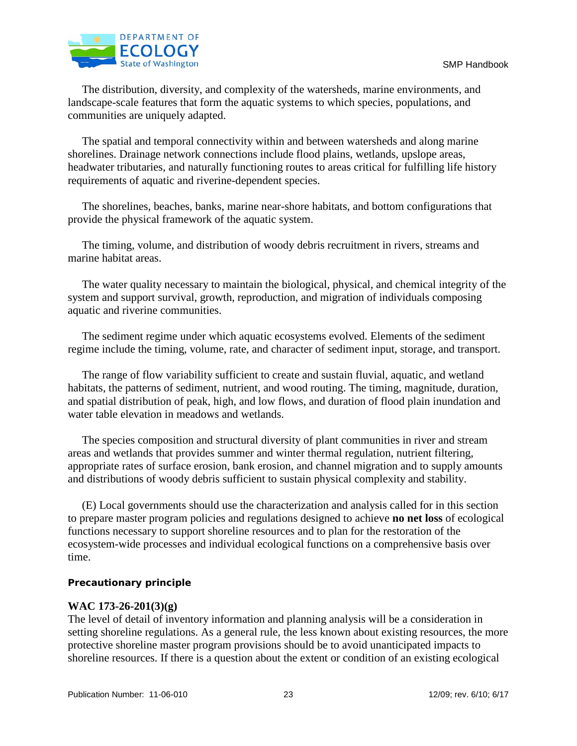The distribution, diversity, and complexity of the watersheds, marine environments, and landscape-scale features that form the aquatic systems to which species, populations, and communities are uniquely adapted.

The spatial and temporal connectivity within and between watersheds and along marine shorelines. Drainage network connections include flood plains, wetlands, upslope areas, headwater tributaries, and naturally functioning routes to areas critical for fulfilling life history requirements of aquatic and riverine-dependent species.

The shorelines, beaches, banks, marine near-shore habitats, and bottom configurations that provide the physical framework of the aquatic system.

The timing, volume, and distribution of woody debris recruitment in rivers, streams and marine habitat areas.

The water quality necessary to maintain the biological, physical, and chemical integrity of the system and support survival, growth, reproduction, and migration of individuals composing aquatic and riverine communities.

The sediment regime under which aquatic ecosystems evolved. Elements of the sediment regime include the timing, volume, rate, and character of sediment input, storage, and transport.

The range of flow variability sufficient to create and sustain fluvial, aquatic, and wetland habitats, the patterns of sediment, nutrient, and wood routing. The timing, magnitude, duration, and spatial distribution of peak, high, and low flows, and duration of flood plain inundation and water table elevation in meadows and wetlands.

The species composition and structural diversity of plant communities in river and stream areas and wetlands that provides summer and winter thermal regulation, nutrient filtering, appropriate rates of surface erosion, bank erosion, and channel migration and to supply amounts and distributions of woody debris sufficient to sustain physical complexity and stability.

(E) Local governments should use the characterization and analysis called for in this section to prepare master program policies and regulations designed to achieve **no net loss** of ecological functions necessary to support shoreline resources and to plan for the restoration of the ecosystem-wide processes and individual ecological functions on a comprehensive basis over time.

#### Precautionary principle

**WAC 173-26-201(3)(g)**

The level of detail of inventory information and planning analysis will be a consideration in setting shoreline regulations. As a general rule, the less known about existing resources, the more protective shoreline master program provisions should be to avoid unanticipated impacts to shoreline resources. If there is a question about the extent or condition of an existing ecological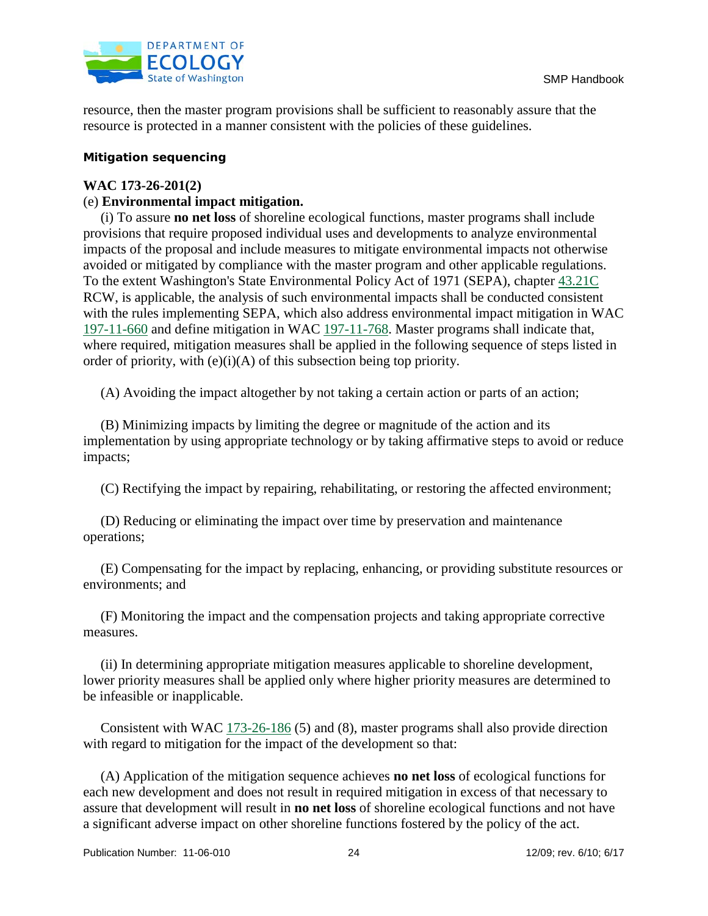resource, then the master program provisions shall be sufficient to reasonably assure that the resource is protected in a manner consistent with the policies of these guidelines.

### Mitigation sequencing

**WAC 173-26-201(2)**

(e) **Environmental impact mitigation.**

(i) To assure **no net loss** of shoreline ecological functions, master programs shall include provisions that require proposed individual uses and developments to analyze environmental impacts of the proposal and include measures to mitigate environmental impacts not otherwise avoided or mitigated by compliance with the master program and other applicable regulations. To the extent Washington's State Environmental Policy Act of 1971 (SEPA), chapter 43.21C RCW, is applicable, the analysis of such environmental impacts shall be conducted consistent with the rules implementing SEPA, which also address environmental impact mitigation in WAC 197-11-660 and define mitigation in WAC 197-11-768. Master programs shall indicate that, where required, mitigation measures shall be applied in the following sequence of steps listed in order of priority, with (e)(i)(A) of this subsection being top priority.

(A) Avoiding the impact altogether by not taking a certain action or parts of an action;

(B) Minimizing impacts by limiting the degree or magnitude of the action and its implementation by using appropriate technology or by taking affirmative steps to avoid or reduce impacts;

(C) Rectifying the impact by repairing, rehabilitating, or restoring the affected environment;

(D) Reducing or eliminating the impact over time by preservation and maintenance operations;

(E) Compensating for the impact by replacing, enhancing, or providing substitute resources or environments; and

(F) Monitoring the impact and the compensation projects and taking appropriate corrective measures.

(ii) In determining appropriate mitigation measures applicable to shoreline development, lower priority measures shall be applied only where higher priority measures are determined to be infeasible or inapplicable.

Consistent with WAC 173-26-186 (5) and (8), master programs shall also provide direction with regard to mitigation for the impact of the development so that:

(A) Application of the mitigation sequence achieves **no net loss** of ecological functions for each new development and does not result in required mitigation in excess of that necessary to assure that development will result in **no net loss** of shoreline ecological functions and not have a significant adverse impact on other shoreline functions fostered by the policy of the act.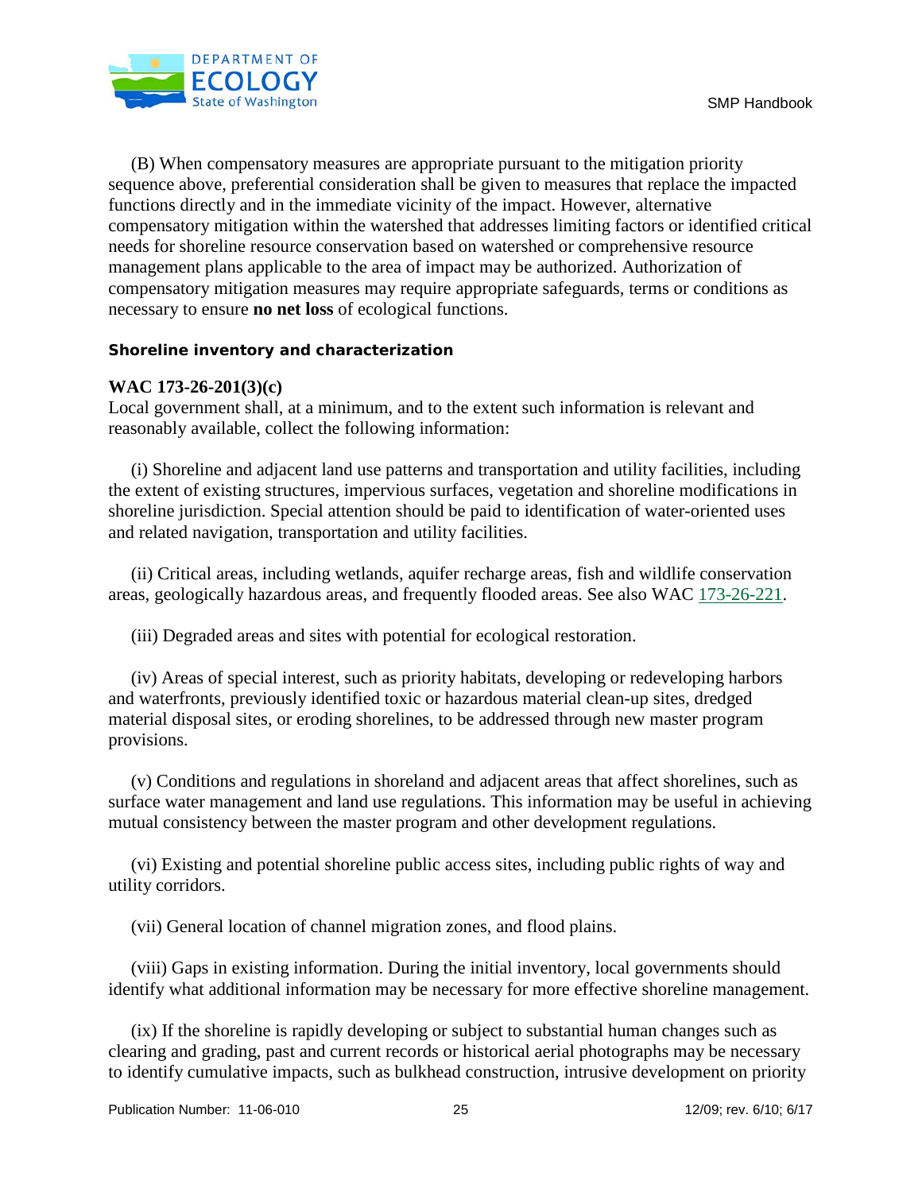(B) When compensatory measures are appropriate pursuant to the mitigation priority sequence above, preferential consideration shall be given to measures that replace the impacted functions directly and in the immediate vicinity of the impact. However, alternative compensatory mitigation within the watershed that addresses limiting factors or identified critical needs for shoreline resource conservation based on watershed or comprehensive resource management plans applicable to the area of impact may be authorized. Authorization of compensatory mitigation measures may require appropriate safeguards, terms or conditions as necessary to ensure **no net loss** of ecological functions.

### Shoreline inventory and characterization

**WAC 173-26-201(3)(c)**
Local government shall, at a minimum, and to the extent such information is relevant and reasonably available, collect the following information:

(i) Shoreline and adjacent land use patterns and transportation and utility facilities, including the extent of existing structures, impervious surfaces, vegetation and shoreline modifications in shoreline jurisdiction. Special attention should be paid to identification of water-oriented uses and related navigation, transportation and utility facilities.

(ii) Critical areas, including wetlands, aquifer recharge areas, fish and wildlife conservation areas, geologically hazardous areas, and frequently flooded areas. See also WAC 173-26-221.

(iii) Degraded areas and sites with potential for ecological restoration.

(iv) Areas of special interest, such as priority habitats, developing or redeveloping harbors and waterfronts, previously identified toxic or hazardous material clean-up sites, dredged material disposal sites, or eroding shorelines, to be addressed through new master program provisions.

(v) Conditions and regulations in shoreland and adjacent areas that affect shorelines, such as surface water management and land use regulations. This information may be useful in achieving mutual consistency between the master program and other development regulations.

(vi) Existing and potential shoreline public access sites, including public rights of way and utility corridors.

(vii) General location of channel migration zones, and flood plains.

(viii) Gaps in existing information. During the initial inventory, local governments should identify what additional information may be necessary for more effective shoreline management.

(ix) If the shoreline is rapidly developing or subject to substantial human changes such as clearing and grading, past and current records or historical aerial photographs may be necessary to identify cumulative impacts, such as bulkhead construction, intrusive development on priority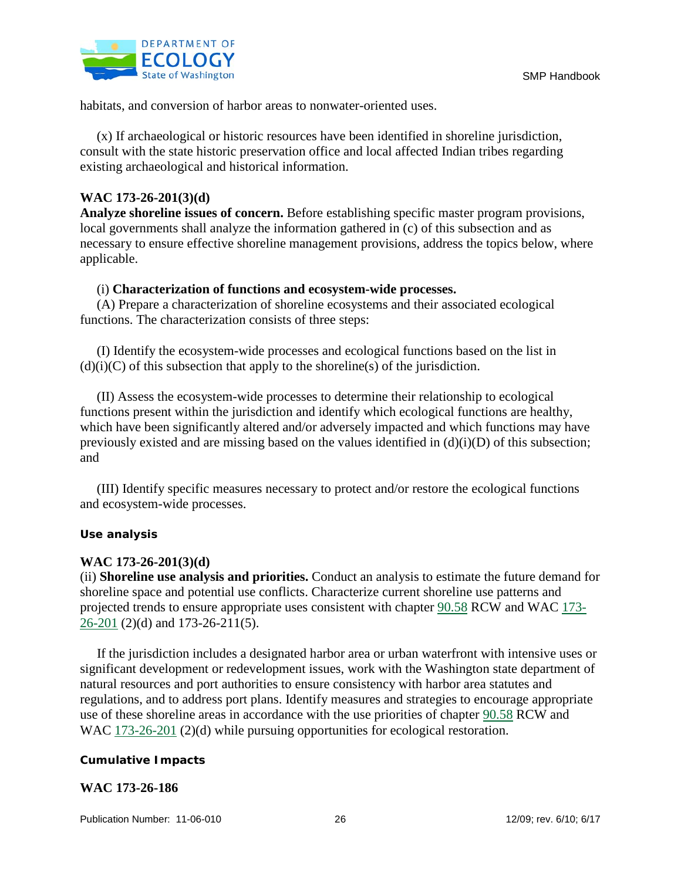habitats, and conversion of harbor areas to nonwater-oriented uses.

(x) If archaeological or historic resources have been identified in shoreline jurisdiction, consult with the state historic preservation office and local affected Indian tribes regarding existing archaeological and historical information.

**WAC 173-26-201(3)(d)**
**Analyze shoreline issues of concern.** Before establishing specific master program provisions, local governments shall analyze the information gathered in (c) of this subsection and as necessary to ensure effective shoreline management provisions, address the topics below, where applicable.

(i) **Characterization of functions and ecosystem-wide processes.**
(A) Prepare a characterization of shoreline ecosystems and their associated ecological functions. The characterization consists of three steps:

(I) Identify the ecosystem-wide processes and ecological functions based on the list in (d)(i)(C) of this subsection that apply to the shoreline(s) of the jurisdiction.

(II) Assess the ecosystem-wide processes to determine their relationship to ecological functions present within the jurisdiction and identify which ecological functions are healthy, which have been significantly altered and/or adversely impacted and which functions may have previously existed and are missing based on the values identified in (d)(i)(D) of this subsection; and

(III) Identify specific measures necessary to protect and/or restore the ecological functions and ecosystem-wide processes.

#### Use analysis

**WAC 173-26-201(3)(d)**
(ii) **Shoreline use analysis and priorities.** Conduct an analysis to estimate the future demand for shoreline space and potential use conflicts. Characterize current shoreline use patterns and projected trends to ensure appropriate uses consistent with chapter 90.58 RCW and WAC 173-26-201 (2)(d) and 173-26-211(5).

If the jurisdiction includes a designated harbor area or urban waterfront with intensive uses or significant development or redevelopment issues, work with the Washington state department of natural resources and port authorities to ensure consistency with harbor area statutes and regulations, and to address port plans. Identify measures and strategies to encourage appropriate use of these shoreline areas in accordance with the use priorities of chapter 90.58 RCW and WAC 173-26-201 (2)(d) while pursuing opportunities for ecological restoration.

#### Cumulative Impacts

**WAC 173-26-186**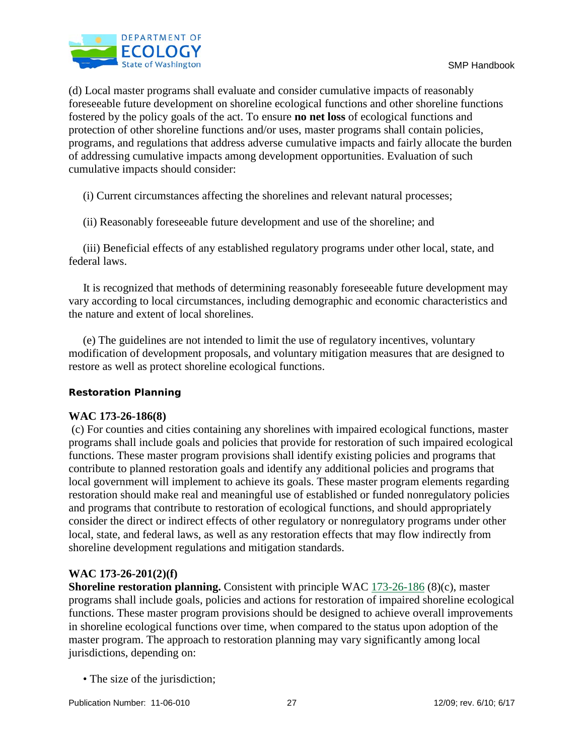(d) Local master programs shall evaluate and consider cumulative impacts of reasonably foreseeable future development on shoreline ecological functions and other shoreline functions fostered by the policy goals of the act. To ensure **no net loss** of ecological functions and protection of other shoreline functions and/or uses, master programs shall contain policies, programs, and regulations that address adverse cumulative impacts and fairly allocate the burden of addressing cumulative impacts among development opportunities. Evaluation of such cumulative impacts should consider:

(i) Current circumstances affecting the shorelines and relevant natural processes;

(ii) Reasonably foreseeable future development and use of the shoreline; and

(iii) Beneficial effects of any established regulatory programs under other local, state, and federal laws.

It is recognized that methods of determining reasonably foreseeable future development may vary according to local circumstances, including demographic and economic characteristics and the nature and extent of local shorelines.

(e) The guidelines are not intended to limit the use of regulatory incentives, voluntary modification of development proposals, and voluntary mitigation measures that are designed to restore as well as protect shoreline ecological functions.

### Restoration Planning

**WAC 173-26-186(8)**

(c) For counties and cities containing any shorelines with impaired ecological functions, master programs shall include goals and policies that provide for restoration of such impaired ecological functions. These master program provisions shall identify existing policies and programs that contribute to planned restoration goals and identify any additional policies and programs that local government will implement to achieve its goals. These master program elements regarding restoration should make real and meaningful use of established or funded nonregulatory policies and programs that contribute to restoration of ecological functions, and should appropriately consider the direct or indirect effects of other regulatory or nonregulatory programs under other local, state, and federal laws, as well as any restoration effects that may flow indirectly from shoreline development regulations and mitigation standards.

**WAC 173-26-201(2)(f)**

**Shoreline restoration planning.** Consistent with principle WAC 173-26-186 (8)(c), master programs shall include goals, policies and actions for restoration of impaired shoreline ecological functions. These master program provisions should be designed to achieve overall improvements in shoreline ecological functions over time, when compared to the status upon adoption of the master program. The approach to restoration planning may vary significantly among local jurisdictions, depending on:

- The size of the jurisdiction;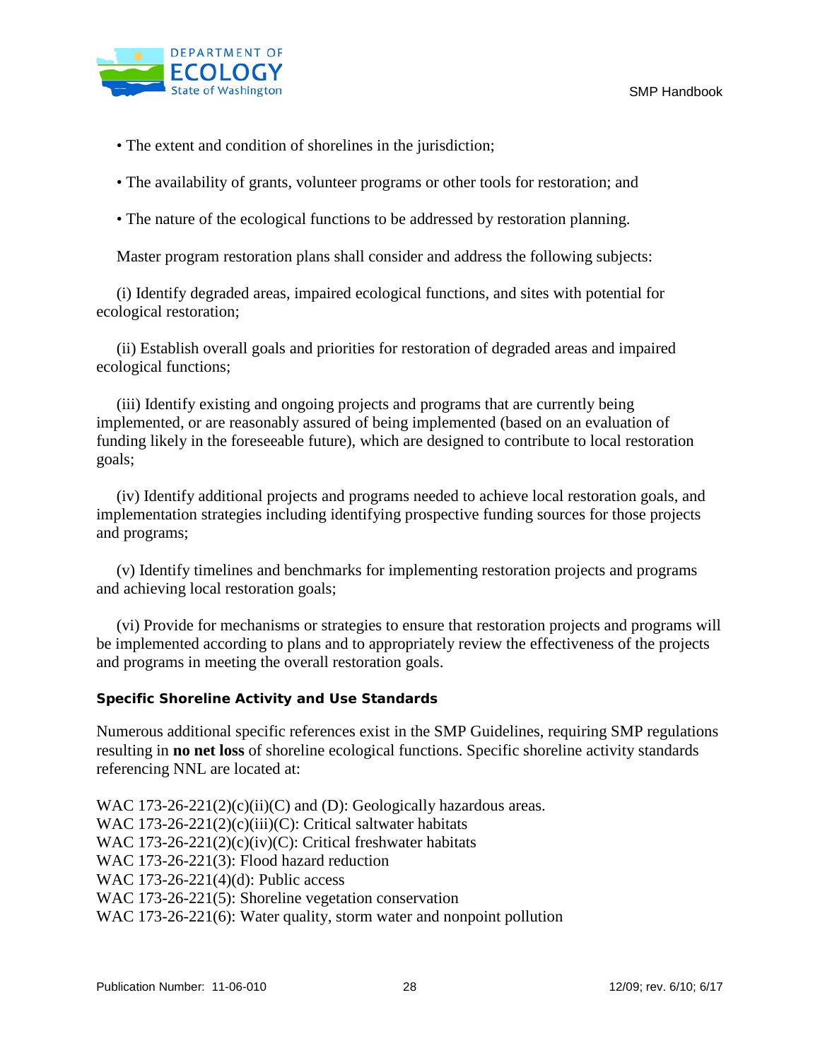- The extent and condition of shorelines in the jurisdiction;
- The availability of grants, volunteer programs or other tools for restoration; and
- The nature of the ecological functions to be addressed by restoration planning.

Master program restoration plans shall consider and address the following subjects:

(i) Identify degraded areas, impaired ecological functions, and sites with potential for ecological restoration;

(ii) Establish overall goals and priorities for restoration of degraded areas and impaired ecological functions;

(iii) Identify existing and ongoing projects and programs that are currently being implemented, or are reasonably assured of being implemented (based on an evaluation of funding likely in the foreseeable future), which are designed to contribute to local restoration goals;

(iv) Identify additional projects and programs needed to achieve local restoration goals, and implementation strategies including identifying prospective funding sources for those projects and programs;

(v) Identify timelines and benchmarks for implementing restoration projects and programs and achieving local restoration goals;

(vi) Provide for mechanisms or strategies to ensure that restoration projects and programs will be implemented according to plans and to appropriately review the effectiveness of the projects and programs in meeting the overall restoration goals.

### Specific Shoreline Activity and Use Standards

Numerous additional specific references exist in the SMP Guidelines, requiring SMP regulations resulting in **no net loss** of shoreline ecological functions. Specific shoreline activity standards referencing NNL are located at:

WAC 173-26-221(2)(c)(ii)(C) and (D): Geologically hazardous areas.
WAC 173-26-221(2)(c)(iii)(C): Critical saltwater habitats
WAC 173-26-221(2)(c)(iv)(C): Critical freshwater habitats
WAC 173-26-221(3): Flood hazard reduction
WAC 173-26-221(4)(d): Public access
WAC 173-26-221(5): Shoreline vegetation conservation
WAC 173-26-221(6): Water quality, storm water and nonpoint pollution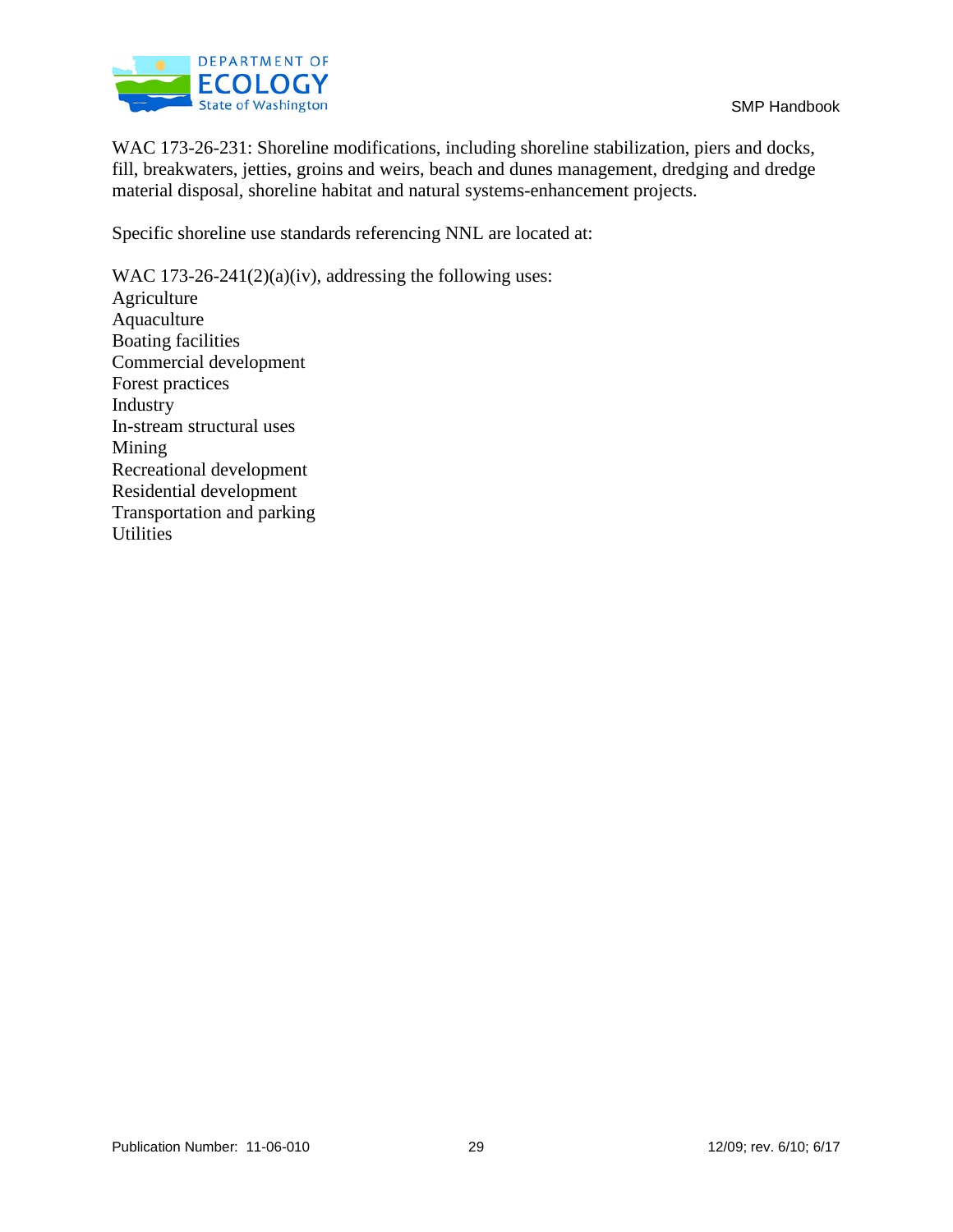WAC 173-26-231: Shoreline modifications, including shoreline stabilization, piers and docks, fill, breakwaters, jetties, groins and weirs, beach and dunes management, dredging and dredge material disposal, shoreline habitat and natural systems-enhancement projects.

Specific shoreline use standards referencing NNL are located at:

WAC 173-26-241(2)(a)(iv), addressing the following uses:
Agriculture
Aquaculture
Boating facilities
Commercial development
Forest practices
Industry
In-stream structural uses
Mining
Recreational development
Residential development
Transportation and parking
Utilities